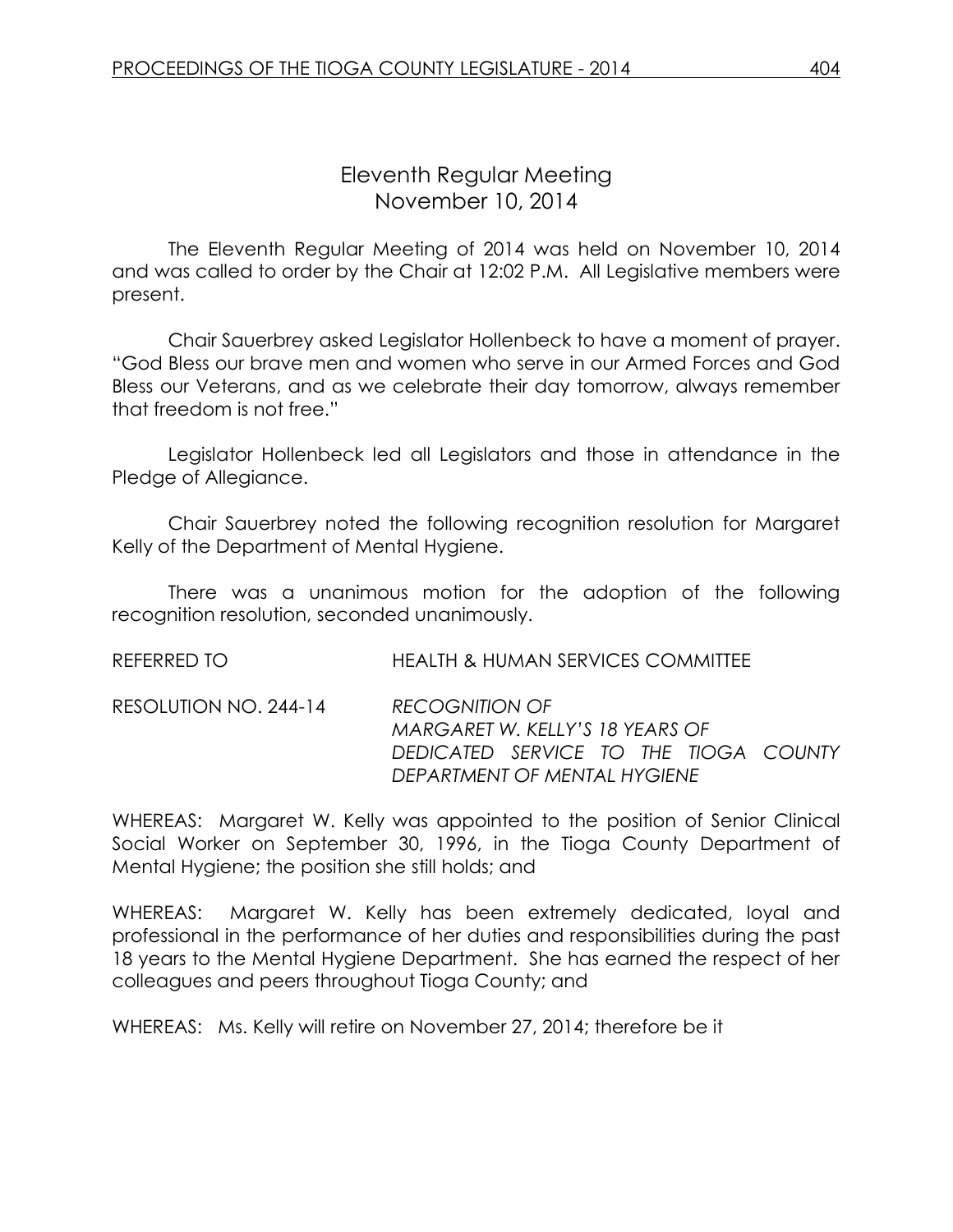# Eleventh Regular Meeting
## November 10, 2014

The Eleventh Regular Meeting of 2014 was held on November 10, 2014 and was called to order by the Chair at 12:02 P.M. All Legislative members were present.

Chair Sauerbrey asked Legislator Hollenbeck to have a moment of prayer. "God Bless our brave men and women who serve in our Armed Forces and God Bless our Veterans, and as we celebrate their day tomorrow, always remember that freedom is not free."

Legislator Hollenbeck led all Legislators and those in attendance in the Pledge of Allegiance.

Chair Sauerbrey noted the following recognition resolution for Margaret Kelly of the Department of Mental Hygiene.

There was a unanimous motion for the adoption of the following recognition resolution, seconded unanimously.

REFERRED TO HEALTH & HUMAN SERVICES COMMITTEE

RESOLUTION NO. 244-14 *RECOGNITION OF MARGARET W. KELLY'S 18 YEARS OF DEDICATED SERVICE TO THE TIOGA COUNTY DEPARTMENT OF MENTAL HYGIENE*

WHEREAS: Margaret W. Kelly was appointed to the position of Senior Clinical Social Worker on September 30, 1996, in the Tioga County Department of Mental Hygiene; the position she still holds; and

WHEREAS: Margaret W. Kelly has been extremely dedicated, loyal and professional in the performance of her duties and responsibilities during the past 18 years to the Mental Hygiene Department. She has earned the respect of her colleagues and peers throughout Tioga County; and

WHEREAS: Ms. Kelly will retire on November 27, 2014; therefore be it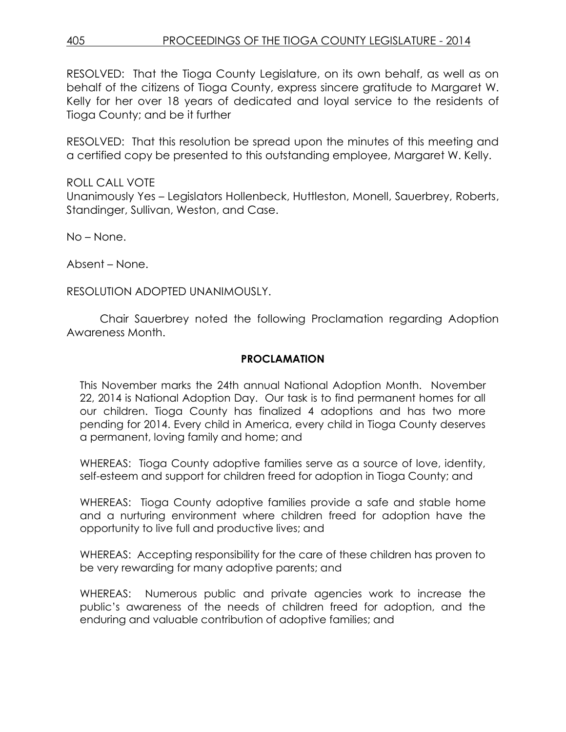RESOLVED: That the Tioga County Legislature, on its own behalf, as well as on behalf of the citizens of Tioga County, express sincere gratitude to Margaret W. Kelly for her over 18 years of dedicated and loyal service to the residents of Tioga County; and be it further

RESOLVED: That this resolution be spread upon the minutes of this meeting and a certified copy be presented to this outstanding employee, Margaret W. Kelly.

ROLL CALL VOTE
Unanimously Yes – Legislators Hollenbeck, Huttleston, Monell, Sauerbrey, Roberts, Standinger, Sullivan, Weston, and Case.

No – None.

Absent – None.

RESOLUTION ADOPTED UNANIMOUSLY.

Chair Sauerbrey noted the following Proclamation regarding Adoption Awareness Month.

**PROCLAMATION**

This November marks the 24th annual National Adoption Month. November 22, 2014 is National Adoption Day. Our task is to find permanent homes for all our children. Tioga County has finalized 4 adoptions and has two more pending for 2014. Every child in America, every child in Tioga County deserves a permanent, loving family and home; and

WHEREAS: Tioga County adoptive families serve as a source of love, identity, self-esteem and support for children freed for adoption in Tioga County; and

WHEREAS: Tioga County adoptive families provide a safe and stable home and a nurturing environment where children freed for adoption have the opportunity to live full and productive lives; and

WHEREAS: Accepting responsibility for the care of these children has proven to be very rewarding for many adoptive parents; and

WHEREAS: Numerous public and private agencies work to increase the public's awareness of the needs of children freed for adoption, and the enduring and valuable contribution of adoptive families; and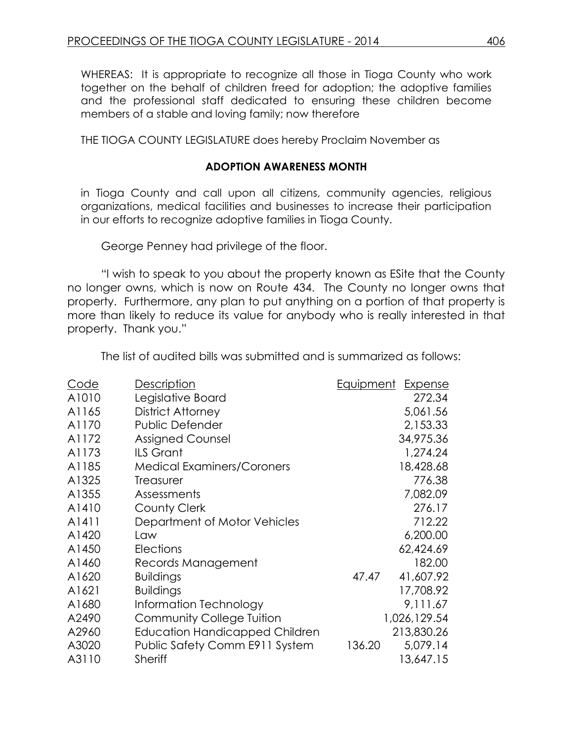WHEREAS: It is appropriate to recognize all those in Tioga County who work together on the behalf of children freed for adoption; the adoptive families and the professional staff dedicated to ensuring these children become members of a stable and loving family; now therefore

THE TIOGA COUNTY LEGISLATURE does hereby Proclaim November as

**ADOPTION AWARENESS MONTH**

in Tioga County and call upon all citizens, community agencies, religious organizations, medical facilities and businesses to increase their participation in our efforts to recognize adoptive families in Tioga County.

George Penney had privilege of the floor.

"I wish to speak to you about the property known as ESite that the County no longer owns, which is now on Route 434. The County no longer owns that property. Furthermore, any plan to put anything on a portion of that property is more than likely to reduce its value for anybody who is really interested in that property. Thank you."

The list of audited bills was submitted and is summarized as follows:

| Code | Description | Equipment | Expense |
|---|---|---|---|
| A1010 | Legislative Board | | 272.34 |
| A1165 | District Attorney | | 5,061.56 |
| A1170 | Public Defender | | 2,153.33 |
| A1172 | Assigned Counsel | | 34,975.36 |
| A1173 | ILS Grant | | 1,274.24 |
| A1185 | Medical Examiners/Coroners | | 18,428.68 |
| A1325 | Treasurer | | 776.38 |
| A1355 | Assessments | | 7,082.09 |
| A1410 | County Clerk | | 276.17 |
| A1411 | Department of Motor Vehicles | | 712.22 |
| A1420 | Law | | 6,200.00 |
| A1450 | Elections | | 62,424.69 |
| A1460 | Records Management | | 182.00 |
| A1620 | Buildings | 47.47 | 41,607.92 |
| A1621 | Buildings | | 17,708.92 |
| A1680 | Information Technology | | 9,111.67 |
| A2490 | Community College Tuition | | 1,026,129.54 |
| A2960 | Education Handicapped Children | | 213,830.26 |
| A3020 | Public Safety Comm E911 System | 136.20 | 5,079.14 |
| A3110 | Sheriff | | 13,647.15 |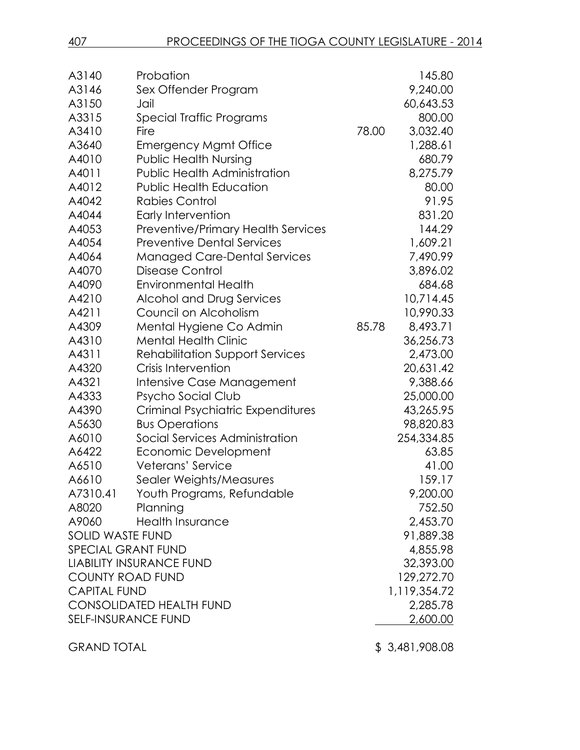| | | | |
|---|---|---|---|
| A3140 | Probation | | 145.80 |
| A3146 | Sex Offender Program | | 9,240.00 |
| A3150 | Jail | | 60,643.53 |
| A3315 | Special Traffic Programs | | 800.00 |
| A3410 | Fire | 78.00 | 3,032.40 |
| A3640 | Emergency Mgmt Office | | 1,288.61 |
| A4010 | Public Health Nursing | | 680.79 |
| A4011 | Public Health Administration | | 8,275.79 |
| A4012 | Public Health Education | | 80.00 |
| A4042 | Rabies Control | | 91.95 |
| A4044 | Early Intervention | | 831.20 |
| A4053 | Preventive/Primary Health Services | | 144.29 |
| A4054 | Preventive Dental Services | | 1,609.21 |
| A4064 | Managed Care-Dental Services | | 7,490.99 |
| A4070 | Disease Control | | 3,896.02 |
| A4090 | Environmental Health | | 684.68 |
| A4210 | Alcohol and Drug Services | | 10,714.45 |
| A4211 | Council on Alcoholism | | 10,990.33 |
| A4309 | Mental Hygiene Co Admin | 85.78 | 8,493.71 |
| A4310 | Mental Health Clinic | | 36,256.73 |
| A4311 | Rehabilitation Support Services | | 2,473.00 |
| A4320 | Crisis Intervention | | 20,631.42 |
| A4321 | Intensive Case Management | | 9,388.66 |
| A4333 | Psycho Social Club | | 25,000.00 |
| A4390 | Criminal Psychiatric Expenditures | | 43,265.95 |
| A5630 | Bus Operations | | 98,820.83 |
| A6010 | Social Services Administration | | 254,334.85 |
| A6422 | Economic Development | | 63.85 |
| A6510 | Veterans' Service | | 41.00 |
| A6610 | Sealer Weights/Measures | | 159.17 |
| A7310.41 | Youth Programs, Refundable | | 9,200.00 |
| A8020 | Planning | | 752.50 |
| A9060 | Health Insurance | | 2,453.70 |
| SOLID WASTE FUND | | | 91,889.38 |
| SPECIAL GRANT FUND | | | 4,855.98 |
| LIABILITY INSURANCE FUND | | | 32,393.00 |
| COUNTY ROAD FUND | | | 129,272.70 |
| CAPITAL FUND | | | 1,119,354.72 |
| CONSOLIDATED HEALTH FUND | | | 2,285.78 |
| SELF-INSURANCE FUND | | | 2,600.00 |
| GRAND TOTAL | | | $ 3,481,908.08 |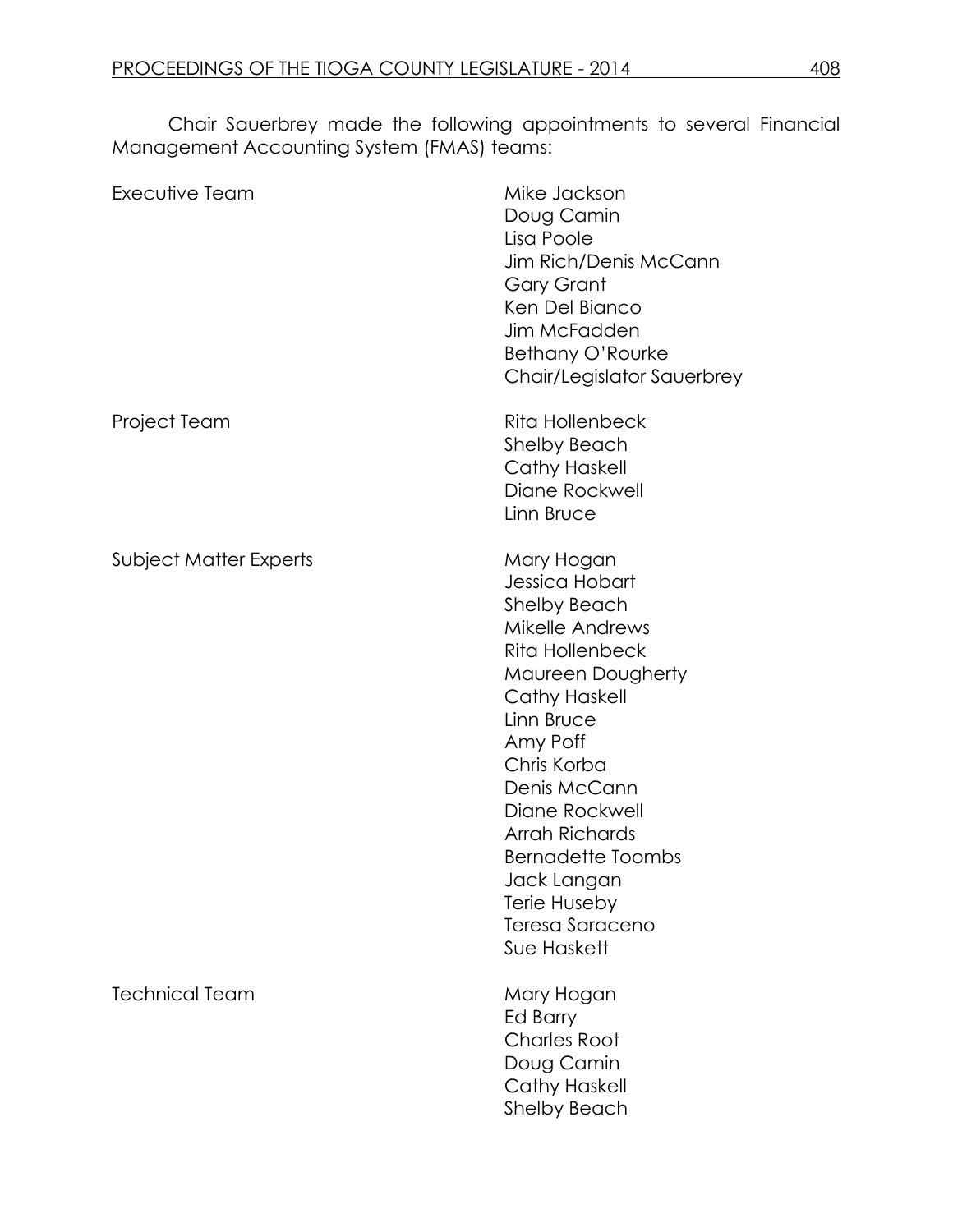Chair Sauerbrey made the following appointments to several Financial Management Accounting System (FMAS) teams:

| Team | Members |
|---|---|
| Executive Team | Mike Jackson<br>Doug Camin<br>Lisa Poole<br>Jim Rich/Denis McCann<br>Gary Grant<br>Ken Del Bianco<br>Jim McFadden<br>Bethany O'Rourke<br>Chair/Legislator Sauerbrey |
| Project Team | Rita Hollenbeck<br>Shelby Beach<br>Cathy Haskell<br>Diane Rockwell<br>Linn Bruce |
| Subject Matter Experts | Mary Hogan<br>Jessica Hobart<br>Shelby Beach<br>Mikelle Andrews<br>Rita Hollenbeck<br>Maureen Dougherty<br>Cathy Haskell<br>Linn Bruce<br>Amy Poff<br>Chris Korba<br>Denis McCann<br>Diane Rockwell<br>Arrah Richards<br>Bernadette Toombs<br>Jack Langan<br>Terie Huseby<br>Teresa Saraceno<br>Sue Haskett |
| Technical Team | Mary Hogan<br>Ed Barry<br>Charles Root<br>Doug Camin<br>Cathy Haskell<br>Shelby Beach |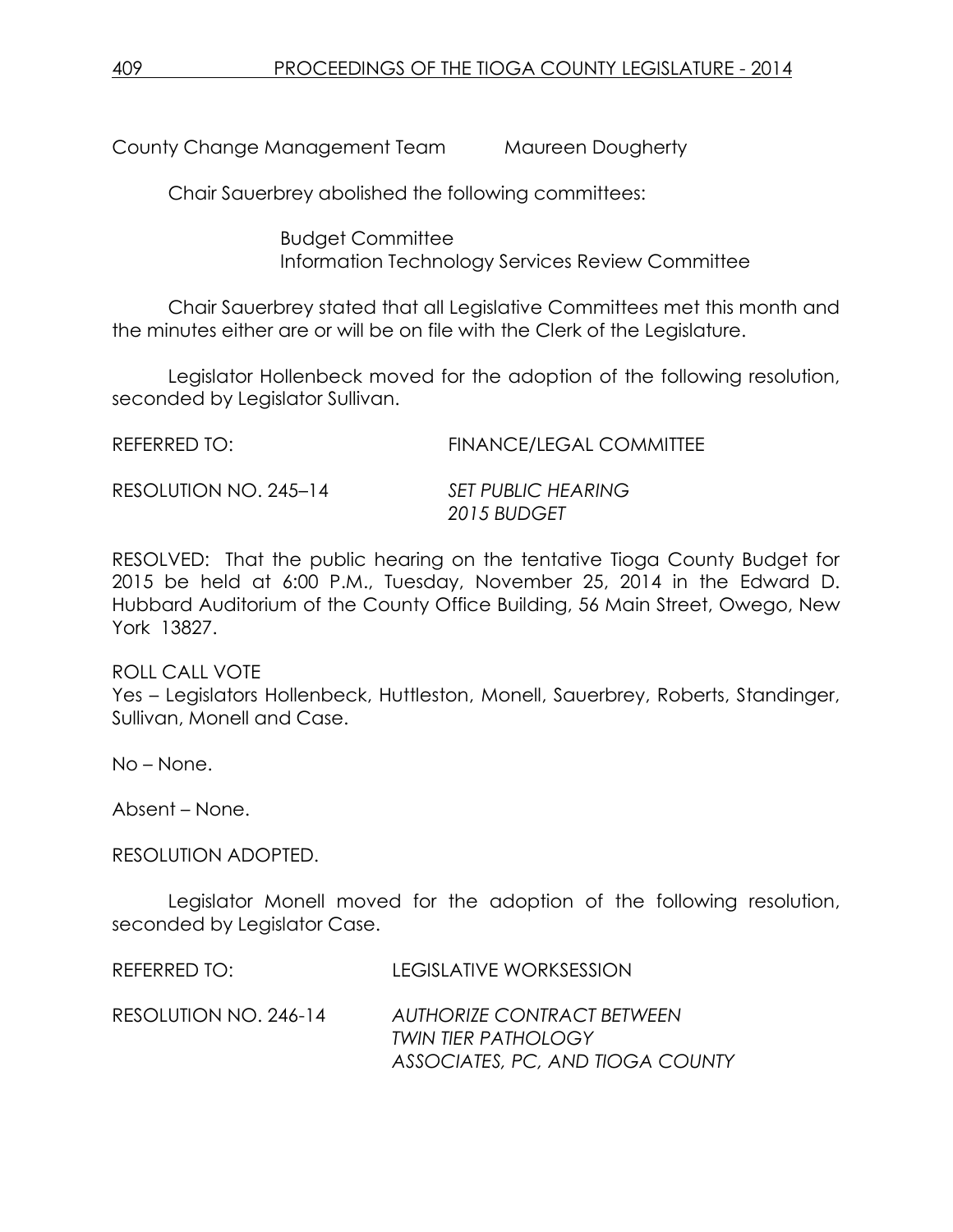County Change Management Team Maureen Dougherty

Chair Sauerbrey abolished the following committees:

Budget Committee
Information Technology Services Review Committee

Chair Sauerbrey stated that all Legislative Committees met this month and the minutes either are or will be on file with the Clerk of the Legislature.

Legislator Hollenbeck moved for the adoption of the following resolution, seconded by Legislator Sullivan.

REFERRED TO: FINANCE/LEGAL COMMITTEE

RESOLUTION NO. 245–14 *SET PUBLIC HEARING*
*2015 BUDGET*

RESOLVED: That the public hearing on the tentative Tioga County Budget for 2015 be held at 6:00 P.M., Tuesday, November 25, 2014 in the Edward D. Hubbard Auditorium of the County Office Building, 56 Main Street, Owego, New York 13827.

ROLL CALL VOTE
Yes – Legislators Hollenbeck, Huttleston, Monell, Sauerbrey, Roberts, Standinger, Sullivan, Monell and Case.

No – None.

Absent – None.

RESOLUTION ADOPTED.

Legislator Monell moved for the adoption of the following resolution, seconded by Legislator Case.

REFERRED TO: LEGISLATIVE WORKSESSION

RESOLUTION NO. 246-14 *AUTHORIZE CONTRACT BETWEEN*
*TWIN TIER PATHOLOGY*
*ASSOCIATES, PC, AND TIOGA COUNTY*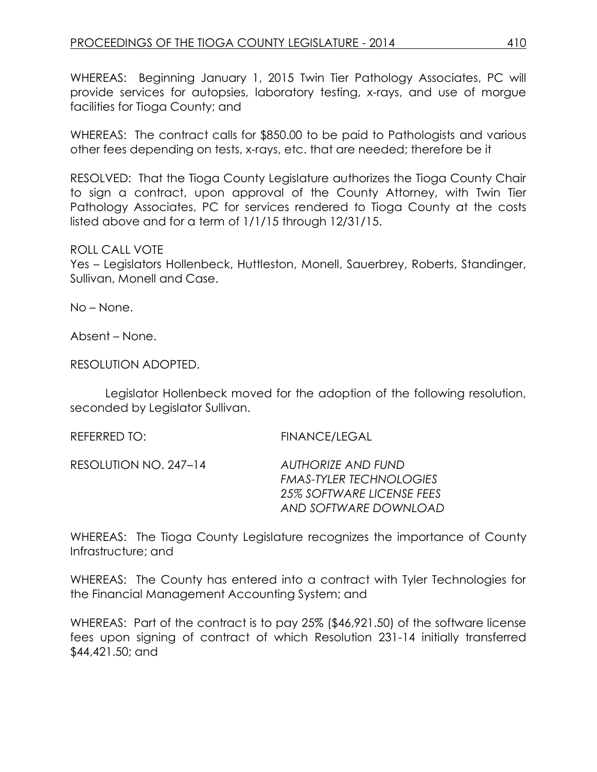WHEREAS: Beginning January 1, 2015 Twin Tier Pathology Associates, PC will provide services for autopsies, laboratory testing, x-rays, and use of morgue facilities for Tioga County; and

WHEREAS: The contract calls for $850.00 to be paid to Pathologists and various other fees depending on tests, x-rays, etc. that are needed; therefore be it

RESOLVED: That the Tioga County Legislature authorizes the Tioga County Chair to sign a contract, upon approval of the County Attorney, with Twin Tier Pathology Associates, PC for services rendered to Tioga County at the costs listed above and for a term of 1/1/15 through 12/31/15.

ROLL CALL VOTE
Yes – Legislators Hollenbeck, Huttleston, Monell, Sauerbrey, Roberts, Standinger, Sullivan, Monell and Case.

No – None.

Absent – None.

RESOLUTION ADOPTED.

Legislator Hollenbeck moved for the adoption of the following resolution, seconded by Legislator Sullivan.

REFERRED TO: FINANCE/LEGAL

RESOLUTION NO. 247–14 *AUTHORIZE AND FUND FMAS-TYLER TECHNOLOGIES 25% SOFTWARE LICENSE FEES AND SOFTWARE DOWNLOAD*

WHEREAS: The Tioga County Legislature recognizes the importance of County Infrastructure; and

WHEREAS: The County has entered into a contract with Tyler Technologies for the Financial Management Accounting System; and

WHEREAS: Part of the contract is to pay 25% ($46,921.50) of the software license fees upon signing of contract of which Resolution 231-14 initially transferred $44,421.50; and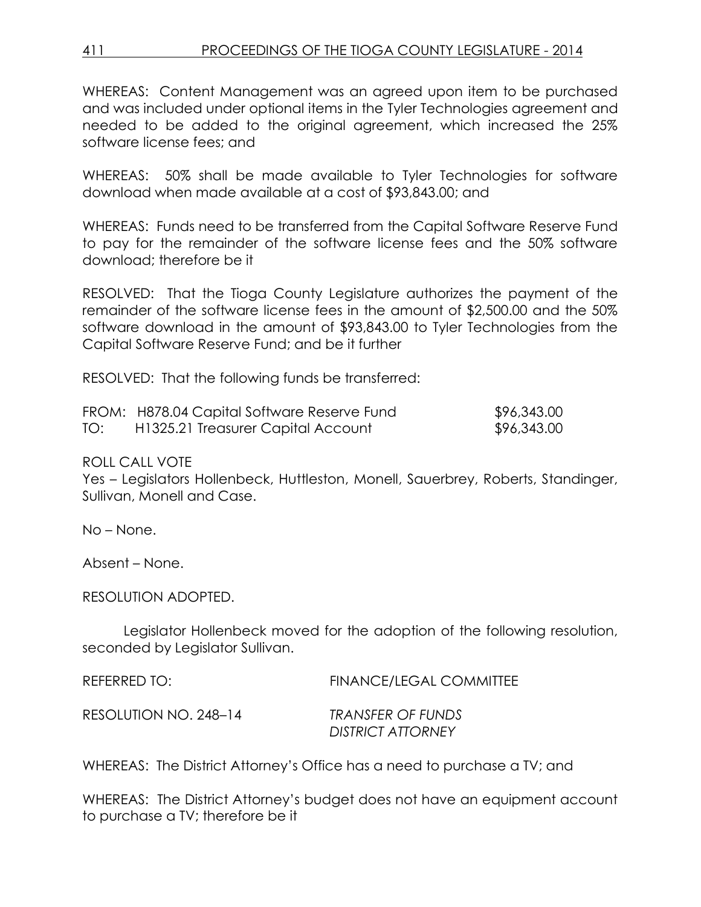WHEREAS: Content Management was an agreed upon item to be purchased and was included under optional items in the Tyler Technologies agreement and needed to be added to the original agreement, which increased the 25% software license fees; and

WHEREAS: 50% shall be made available to Tyler Technologies for software download when made available at a cost of $93,843.00; and

WHEREAS: Funds need to be transferred from the Capital Software Reserve Fund to pay for the remainder of the software license fees and the 50% software download; therefore be it

RESOLVED: That the Tioga County Legislature authorizes the payment of the remainder of the software license fees in the amount of $2,500.00 and the 50% software download in the amount of $93,843.00 to Tyler Technologies from the Capital Software Reserve Fund; and be it further

RESOLVED: That the following funds be transferred:

| | | |
|---|---|---|
| FROM: | H878.04 Capital Software Reserve Fund | $96,343.00 |
| TO: | H1325.21 Treasurer Capital Account | $96,343.00 |

ROLL CALL VOTE
Yes – Legislators Hollenbeck, Huttleston, Monell, Sauerbrey, Roberts, Standinger, Sullivan, Monell and Case.

No – None.

Absent – None.

RESOLUTION ADOPTED.

Legislator Hollenbeck moved for the adoption of the following resolution, seconded by Legislator Sullivan.

REFERRED TO: FINANCE/LEGAL COMMITTEE

RESOLUTION NO. 248–14 *TRANSFER OF FUNDS DISTRICT ATTORNEY*

WHEREAS: The District Attorney's Office has a need to purchase a TV; and

WHEREAS: The District Attorney's budget does not have an equipment account to purchase a TV; therefore be it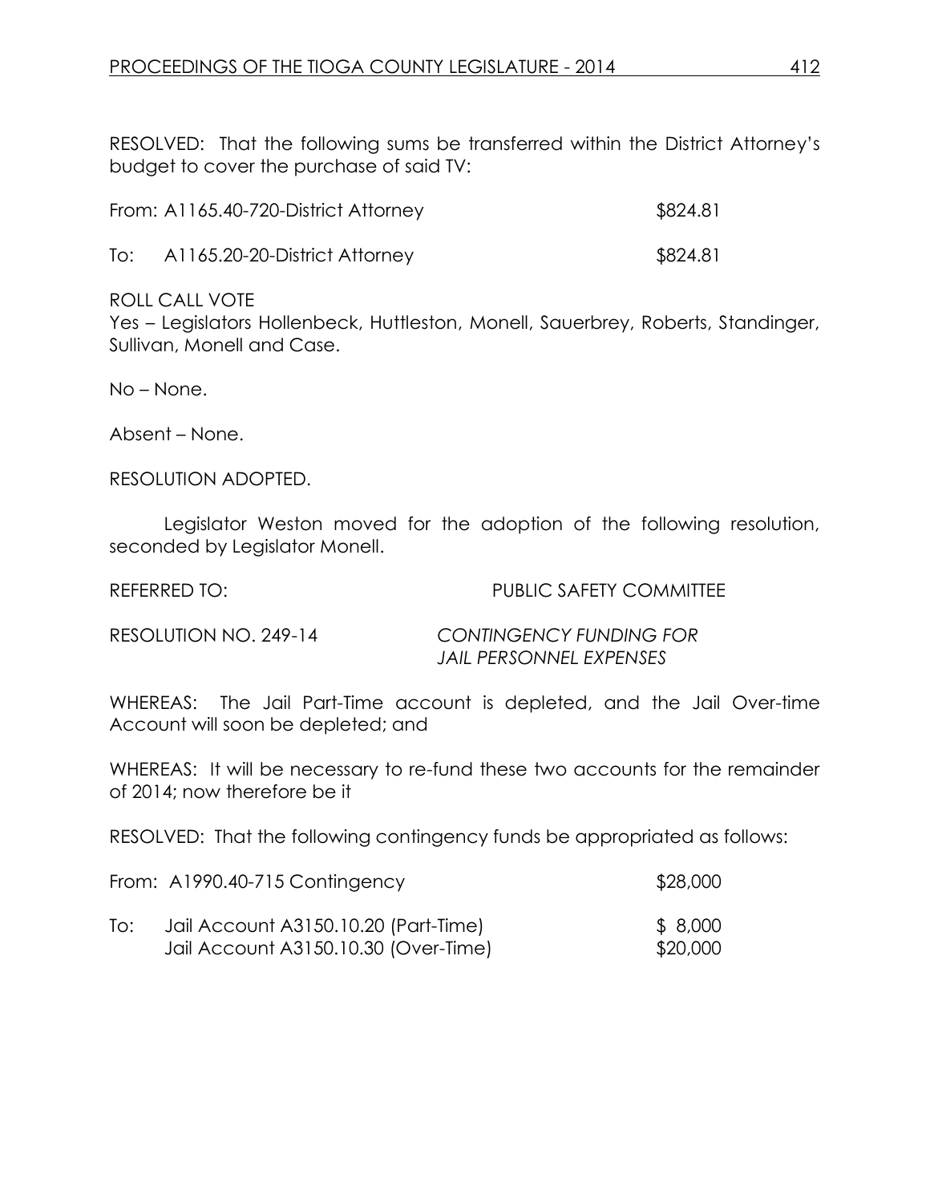RESOLVED: That the following sums be transferred within the District Attorney's budget to cover the purchase of said TV:

| | | |
|---|---|---|
| From: | A1165.40-720-District Attorney | \$824.81 |
| To: | A1165.20-20-District Attorney | \$824.81 |

ROLL CALL VOTE
Yes – Legislators Hollenbeck, Huttleston, Monell, Sauerbrey, Roberts, Standinger, Sullivan, Monell and Case.

No – None.

Absent – None.

RESOLUTION ADOPTED.

Legislator Weston moved for the adoption of the following resolution, seconded by Legislator Monell.

REFERRED TO: PUBLIC SAFETY COMMITTEE

RESOLUTION NO. 249-14 *CONTINGENCY FUNDING FOR JAIL PERSONNEL EXPENSES*

WHEREAS: The Jail Part-Time account is depleted, and the Jail Over-time Account will soon be depleted; and

WHEREAS: It will be necessary to re-fund these two accounts for the remainder of 2014; now therefore be it

RESOLVED: That the following contingency funds be appropriated as follows:

| | | |
|---|---|---|
| From: | A1990.40-715 Contingency | \$28,000 |
| To: | Jail Account A3150.10.20 (Part-Time) | \$ 8,000 |
| | Jail Account A3150.10.30 (Over-Time) | \$20,000 |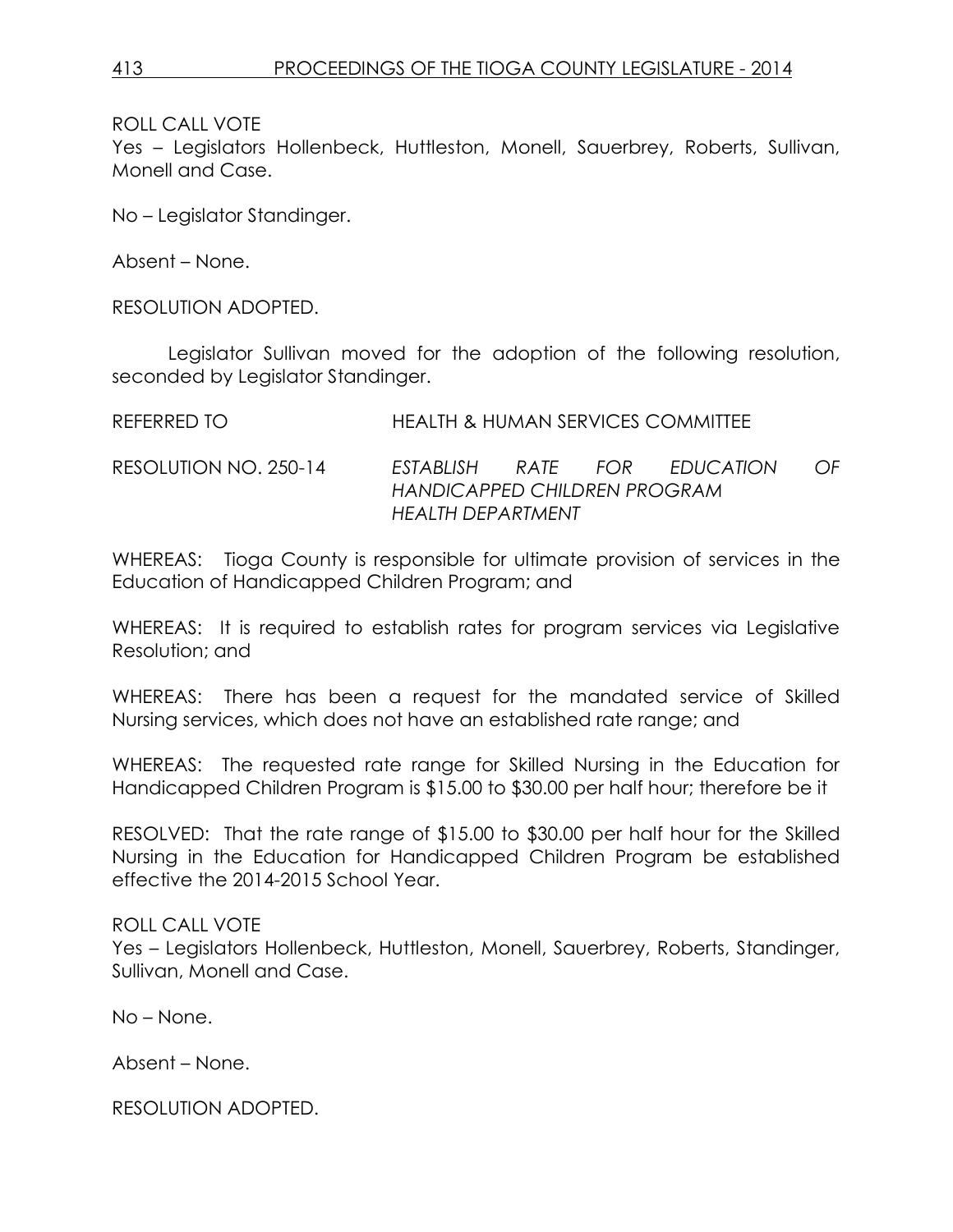ROLL CALL VOTE
Yes – Legislators Hollenbeck, Huttleston, Monell, Sauerbrey, Roberts, Sullivan, Monell and Case.

No – Legislator Standinger.

Absent – None.

RESOLUTION ADOPTED.

Legislator Sullivan moved for the adoption of the following resolution, seconded by Legislator Standinger.

REFERRED TO HEALTH & HUMAN SERVICES COMMITTEE

RESOLUTION NO. 250-14 *ESTABLISH RATE FOR EDUCATION OF HANDICAPPED CHILDREN PROGRAM HEALTH DEPARTMENT*

WHEREAS: Tioga County is responsible for ultimate provision of services in the Education of Handicapped Children Program; and

WHEREAS: It is required to establish rates for program services via Legislative Resolution; and

WHEREAS: There has been a request for the mandated service of Skilled Nursing services, which does not have an established rate range; and

WHEREAS: The requested rate range for Skilled Nursing in the Education for Handicapped Children Program is $15.00 to $30.00 per half hour; therefore be it

RESOLVED: That the rate range of $15.00 to $30.00 per half hour for the Skilled Nursing in the Education for Handicapped Children Program be established effective the 2014-2015 School Year.

ROLL CALL VOTE
Yes – Legislators Hollenbeck, Huttleston, Monell, Sauerbrey, Roberts, Standinger, Sullivan, Monell and Case.

No – None.

Absent – None.

RESOLUTION ADOPTED.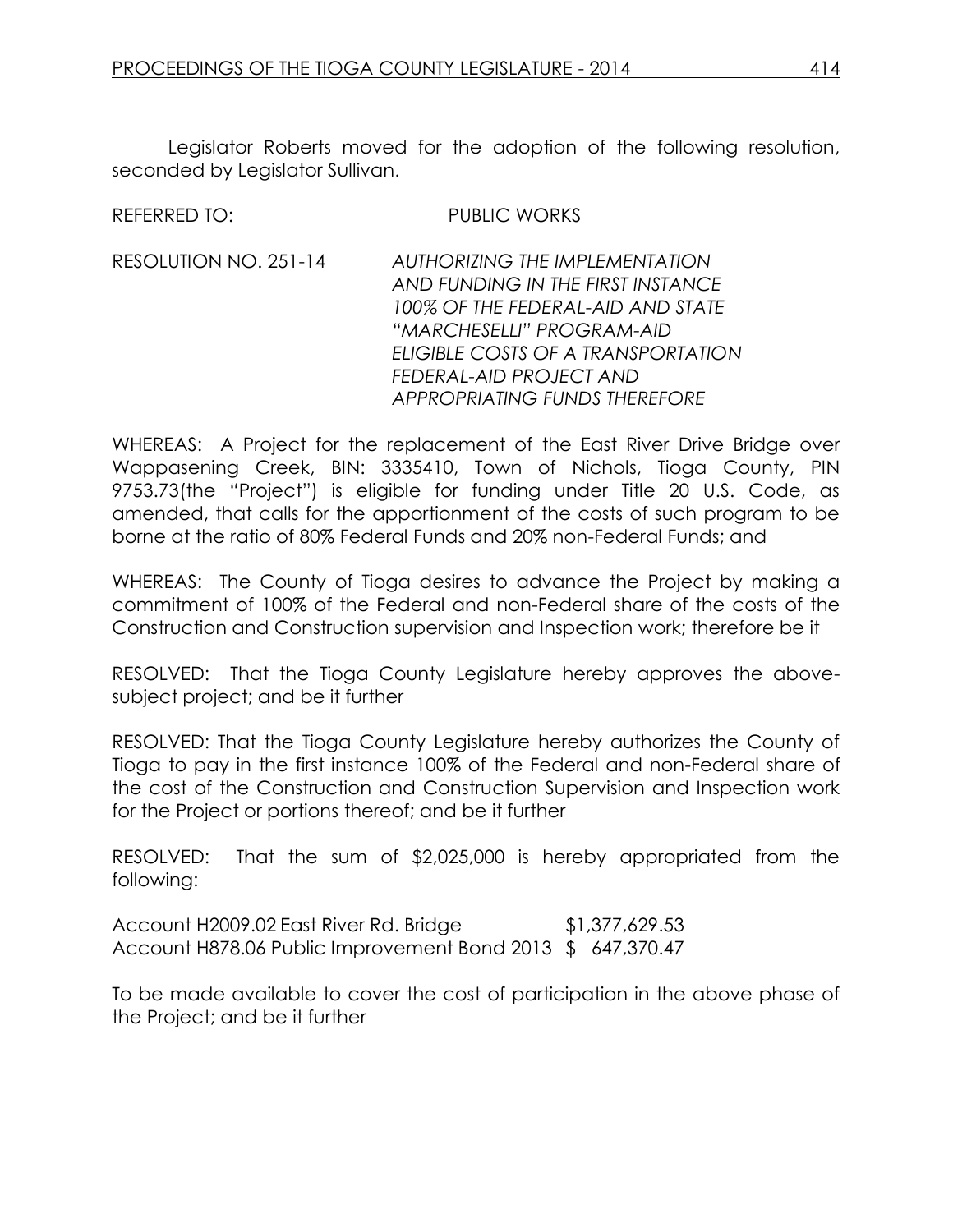Legislator Roberts moved for the adoption of the following resolution, seconded by Legislator Sullivan.

REFERRED TO: PUBLIC WORKS

RESOLUTION NO. 251-14 *AUTHORIZING THE IMPLEMENTATION AND FUNDING IN THE FIRST INSTANCE 100% OF THE FEDERAL-AID AND STATE "MARCHESELLI" PROGRAM-AID ELIGIBLE COSTS OF A TRANSPORTATION FEDERAL-AID PROJECT AND APPROPRIATING FUNDS THEREFORE*

WHEREAS: A Project for the replacement of the East River Drive Bridge over Wappasening Creek, BIN: 3335410, Town of Nichols, Tioga County, PIN 9753.73(the "Project") is eligible for funding under Title 20 U.S. Code, as amended, that calls for the apportionment of the costs of such program to be borne at the ratio of 80% Federal Funds and 20% non-Federal Funds; and

WHEREAS: The County of Tioga desires to advance the Project by making a commitment of 100% of the Federal and non-Federal share of the costs of the Construction and Construction supervision and Inspection work; therefore be it

RESOLVED: That the Tioga County Legislature hereby approves the above-subject project; and be it further

RESOLVED: That the Tioga County Legislature hereby authorizes the County of Tioga to pay in the first instance 100% of the Federal and non-Federal share of the cost of the Construction and Construction Supervision and Inspection work for the Project or portions thereof; and be it further

RESOLVED: That the sum of $2,025,000 is hereby appropriated from the following:

Account H2009.02 East River Rd. Bridge $1,377,629.53
Account H878.06 Public Improvement Bond 2013 $ 647,370.47

To be made available to cover the cost of participation in the above phase of the Project; and be it further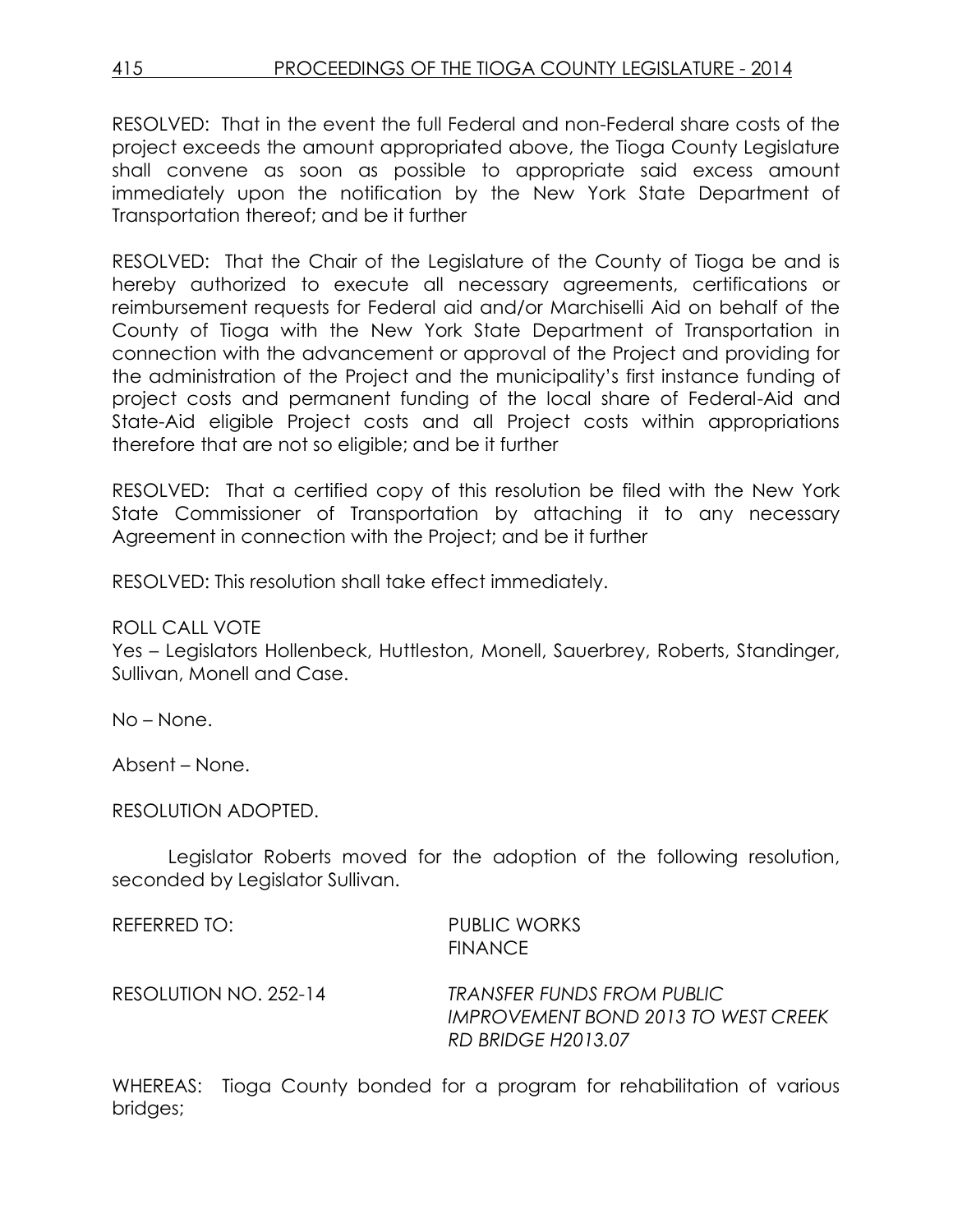RESOLVED: That in the event the full Federal and non-Federal share costs of the project exceeds the amount appropriated above, the Tioga County Legislature shall convene as soon as possible to appropriate said excess amount immediately upon the notification by the New York State Department of Transportation thereof; and be it further

RESOLVED: That the Chair of the Legislature of the County of Tioga be and is hereby authorized to execute all necessary agreements, certifications or reimbursement requests for Federal aid and/or Marchiselli Aid on behalf of the County of Tioga with the New York State Department of Transportation in connection with the advancement or approval of the Project and providing for the administration of the Project and the municipality's first instance funding of project costs and permanent funding of the local share of Federal-Aid and State-Aid eligible Project costs and all Project costs within appropriations therefore that are not so eligible; and be it further

RESOLVED: That a certified copy of this resolution be filed with the New York State Commissioner of Transportation by attaching it to any necessary Agreement in connection with the Project; and be it further

RESOLVED: This resolution shall take effect immediately.

ROLL CALL VOTE
Yes – Legislators Hollenbeck, Huttleston, Monell, Sauerbrey, Roberts, Standinger, Sullivan, Monell and Case.

No – None.

Absent – None.

RESOLUTION ADOPTED.

Legislator Roberts moved for the adoption of the following resolution, seconded by Legislator Sullivan.

REFERRED TO: PUBLIC WORKS
FINANCE

RESOLUTION NO. 252-14 *TRANSFER FUNDS FROM PUBLIC IMPROVEMENT BOND 2013 TO WEST CREEK RD BRIDGE H2013.07*

WHEREAS: Tioga County bonded for a program for rehabilitation of various bridges;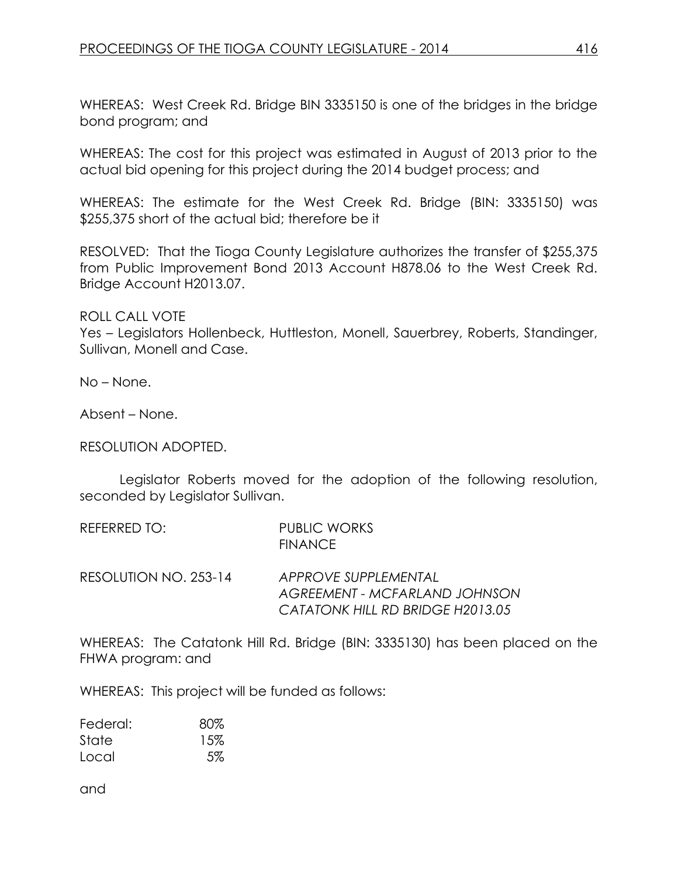WHEREAS: West Creek Rd. Bridge BIN 3335150 is one of the bridges in the bridge bond program; and

WHEREAS: The cost for this project was estimated in August of 2013 prior to the actual bid opening for this project during the 2014 budget process; and

WHEREAS: The estimate for the West Creek Rd. Bridge (BIN: 3335150) was $255,375 short of the actual bid; therefore be it

RESOLVED: That the Tioga County Legislature authorizes the transfer of $255,375 from Public Improvement Bond 2013 Account H878.06 to the West Creek Rd. Bridge Account H2013.07.

ROLL CALL VOTE
Yes – Legislators Hollenbeck, Huttleston, Monell, Sauerbrey, Roberts, Standinger, Sullivan, Monell and Case.

No – None.

Absent – None.

RESOLUTION ADOPTED.

Legislator Roberts moved for the adoption of the following resolution, seconded by Legislator Sullivan.

REFERRED TO: PUBLIC WORKS
FINANCE

RESOLUTION NO. 253-14 *APPROVE SUPPLEMENTAL AGREEMENT - MCFARLAND JOHNSON CATATONK HILL RD BRIDGE H2013.05*

WHEREAS: The Catatonk Hill Rd. Bridge (BIN: 3335130) has been placed on the FHWA program: and

WHEREAS: This project will be funded as follows:

| | |
|---|---|
| Federal: | 80% |
| State | 15% |
| Local | 5% |

and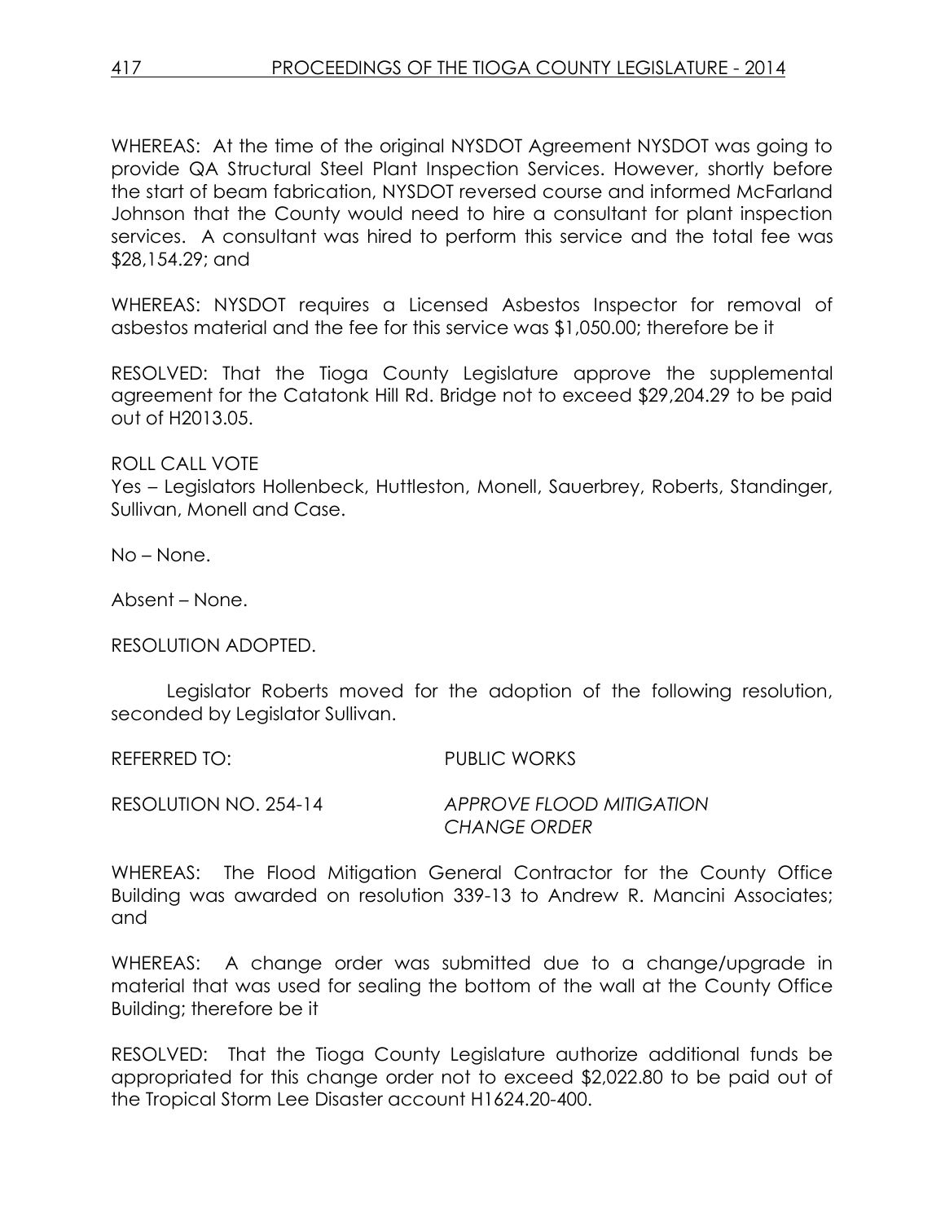WHEREAS: At the time of the original NYSDOT Agreement NYSDOT was going to provide QA Structural Steel Plant Inspection Services. However, shortly before the start of beam fabrication, NYSDOT reversed course and informed McFarland Johnson that the County would need to hire a consultant for plant inspection services. A consultant was hired to perform this service and the total fee was $28,154.29; and

WHEREAS: NYSDOT requires a Licensed Asbestos Inspector for removal of asbestos material and the fee for this service was $1,050.00; therefore be it

RESOLVED: That the Tioga County Legislature approve the supplemental agreement for the Catatonk Hill Rd. Bridge not to exceed $29,204.29 to be paid out of H2013.05.

ROLL CALL VOTE
Yes – Legislators Hollenbeck, Huttleston, Monell, Sauerbrey, Roberts, Standinger, Sullivan, Monell and Case.

No – None.

Absent – None.

RESOLUTION ADOPTED.

Legislator Roberts moved for the adoption of the following resolution, seconded by Legislator Sullivan.

REFERRED TO: PUBLIC WORKS

RESOLUTION NO. 254-14 *APPROVE FLOOD MITIGATION CHANGE ORDER*

WHEREAS: The Flood Mitigation General Contractor for the County Office Building was awarded on resolution 339-13 to Andrew R. Mancini Associates; and

WHEREAS: A change order was submitted due to a change/upgrade in material that was used for sealing the bottom of the wall at the County Office Building; therefore be it

RESOLVED: That the Tioga County Legislature authorize additional funds be appropriated for this change order not to exceed $2,022.80 to be paid out of the Tropical Storm Lee Disaster account H1624.20-400.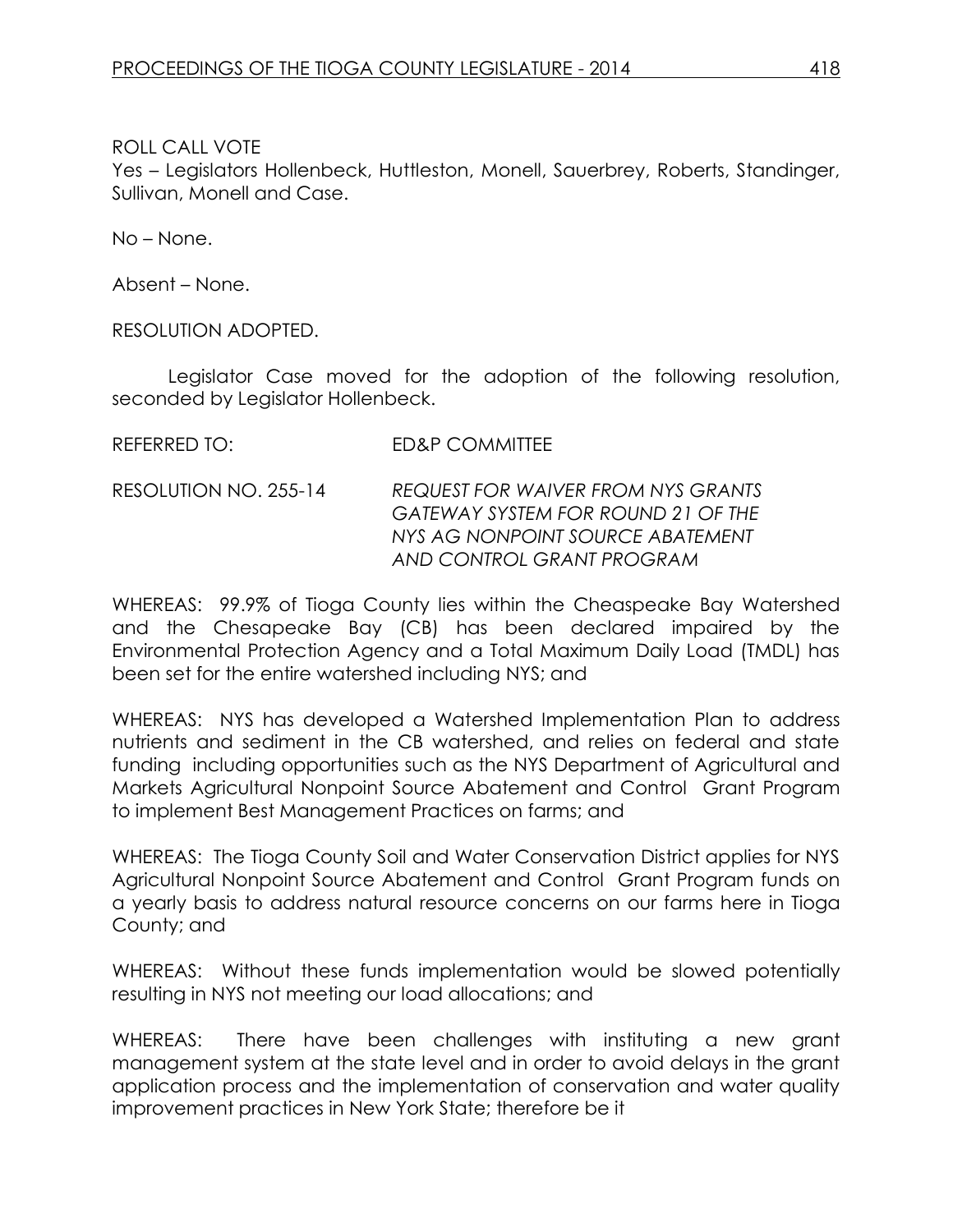ROLL CALL VOTE

Yes – Legislators Hollenbeck, Huttleston, Monell, Sauerbrey, Roberts, Standinger, Sullivan, Monell and Case.

No – None.

Absent – None.

RESOLUTION ADOPTED.

Legislator Case moved for the adoption of the following resolution, seconded by Legislator Hollenbeck.

REFERRED TO: ED&P COMMITTEE

RESOLUTION NO. 255-14 *REQUEST FOR WAIVER FROM NYS GRANTS GATEWAY SYSTEM FOR ROUND 21 OF THE NYS AG NONPOINT SOURCE ABATEMENT AND CONTROL GRANT PROGRAM*

WHEREAS: 99.9% of Tioga County lies within the Cheaspeake Bay Watershed and the Chesapeake Bay (CB) has been declared impaired by the Environmental Protection Agency and a Total Maximum Daily Load (TMDL) has been set for the entire watershed including NYS; and

WHEREAS: NYS has developed a Watershed Implementation Plan to address nutrients and sediment in the CB watershed, and relies on federal and state funding including opportunities such as the NYS Department of Agricultural and Markets Agricultural Nonpoint Source Abatement and Control Grant Program to implement Best Management Practices on farms; and

WHEREAS: The Tioga County Soil and Water Conservation District applies for NYS Agricultural Nonpoint Source Abatement and Control Grant Program funds on a yearly basis to address natural resource concerns on our farms here in Tioga County; and

WHEREAS: Without these funds implementation would be slowed potentially resulting in NYS not meeting our load allocations; and

WHEREAS: There have been challenges with instituting a new grant management system at the state level and in order to avoid delays in the grant application process and the implementation of conservation and water quality improvement practices in New York State; therefore be it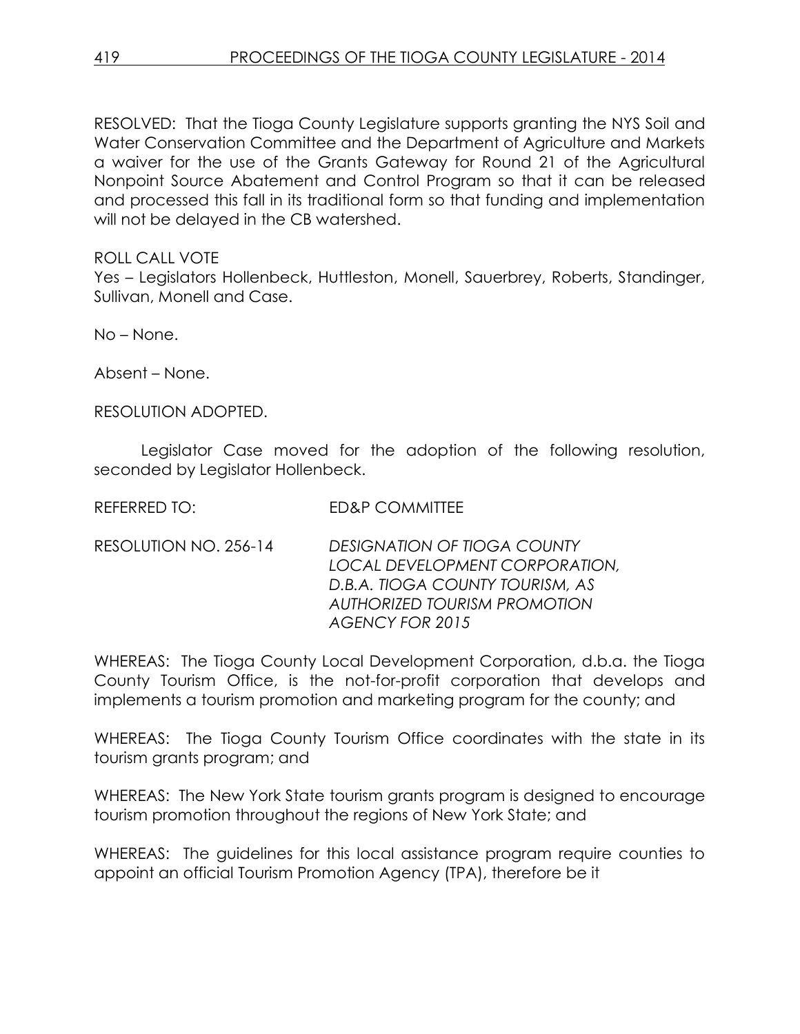RESOLVED: That the Tioga County Legislature supports granting the NYS Soil and Water Conservation Committee and the Department of Agriculture and Markets a waiver for the use of the Grants Gateway for Round 21 of the Agricultural Nonpoint Source Abatement and Control Program so that it can be released and processed this fall in its traditional form so that funding and implementation will not be delayed in the CB watershed.

ROLL CALL VOTE
Yes – Legislators Hollenbeck, Huttleston, Monell, Sauerbrey, Roberts, Standinger, Sullivan, Monell and Case.

No – None.

Absent – None.

RESOLUTION ADOPTED.

Legislator Case moved for the adoption of the following resolution, seconded by Legislator Hollenbeck.

REFERRED TO: ED&P COMMITTEE

RESOLUTION NO. 256-14 *DESIGNATION OF TIOGA COUNTY LOCAL DEVELOPMENT CORPORATION, D.B.A. TIOGA COUNTY TOURISM, AS AUTHORIZED TOURISM PROMOTION AGENCY FOR 2015*

WHEREAS: The Tioga County Local Development Corporation, d.b.a. the Tioga County Tourism Office, is the not-for-profit corporation that develops and implements a tourism promotion and marketing program for the county; and

WHEREAS: The Tioga County Tourism Office coordinates with the state in its tourism grants program; and

WHEREAS: The New York State tourism grants program is designed to encourage tourism promotion throughout the regions of New York State; and

WHEREAS: The guidelines for this local assistance program require counties to appoint an official Tourism Promotion Agency (TPA), therefore be it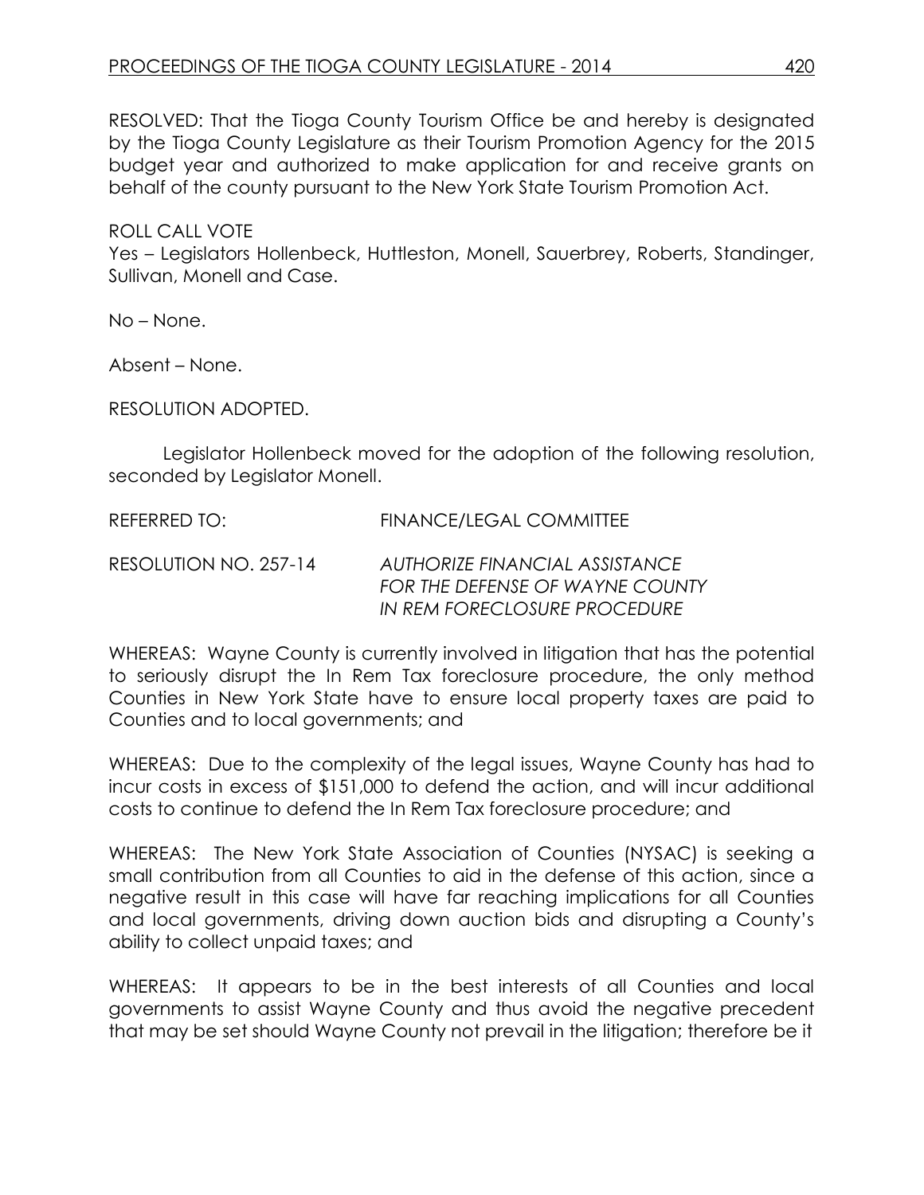RESOLVED: That the Tioga County Tourism Office be and hereby is designated by the Tioga County Legislature as their Tourism Promotion Agency for the 2015 budget year and authorized to make application for and receive grants on behalf of the county pursuant to the New York State Tourism Promotion Act.

ROLL CALL VOTE
Yes – Legislators Hollenbeck, Huttleston, Monell, Sauerbrey, Roberts, Standinger, Sullivan, Monell and Case.

No – None.

Absent – None.

RESOLUTION ADOPTED.

Legislator Hollenbeck moved for the adoption of the following resolution, seconded by Legislator Monell.

REFERRED TO: FINANCE/LEGAL COMMITTEE

RESOLUTION NO. 257-14 *AUTHORIZE FINANCIAL ASSISTANCE FOR THE DEFENSE OF WAYNE COUNTY IN REM FORECLOSURE PROCEDURE*

WHEREAS: Wayne County is currently involved in litigation that has the potential to seriously disrupt the In Rem Tax foreclosure procedure, the only method Counties in New York State have to ensure local property taxes are paid to Counties and to local governments; and

WHEREAS: Due to the complexity of the legal issues, Wayne County has had to incur costs in excess of $151,000 to defend the action, and will incur additional costs to continue to defend the In Rem Tax foreclosure procedure; and

WHEREAS: The New York State Association of Counties (NYSAC) is seeking a small contribution from all Counties to aid in the defense of this action, since a negative result in this case will have far reaching implications for all Counties and local governments, driving down auction bids and disrupting a County's ability to collect unpaid taxes; and

WHEREAS: It appears to be in the best interests of all Counties and local governments to assist Wayne County and thus avoid the negative precedent that may be set should Wayne County not prevail in the litigation; therefore be it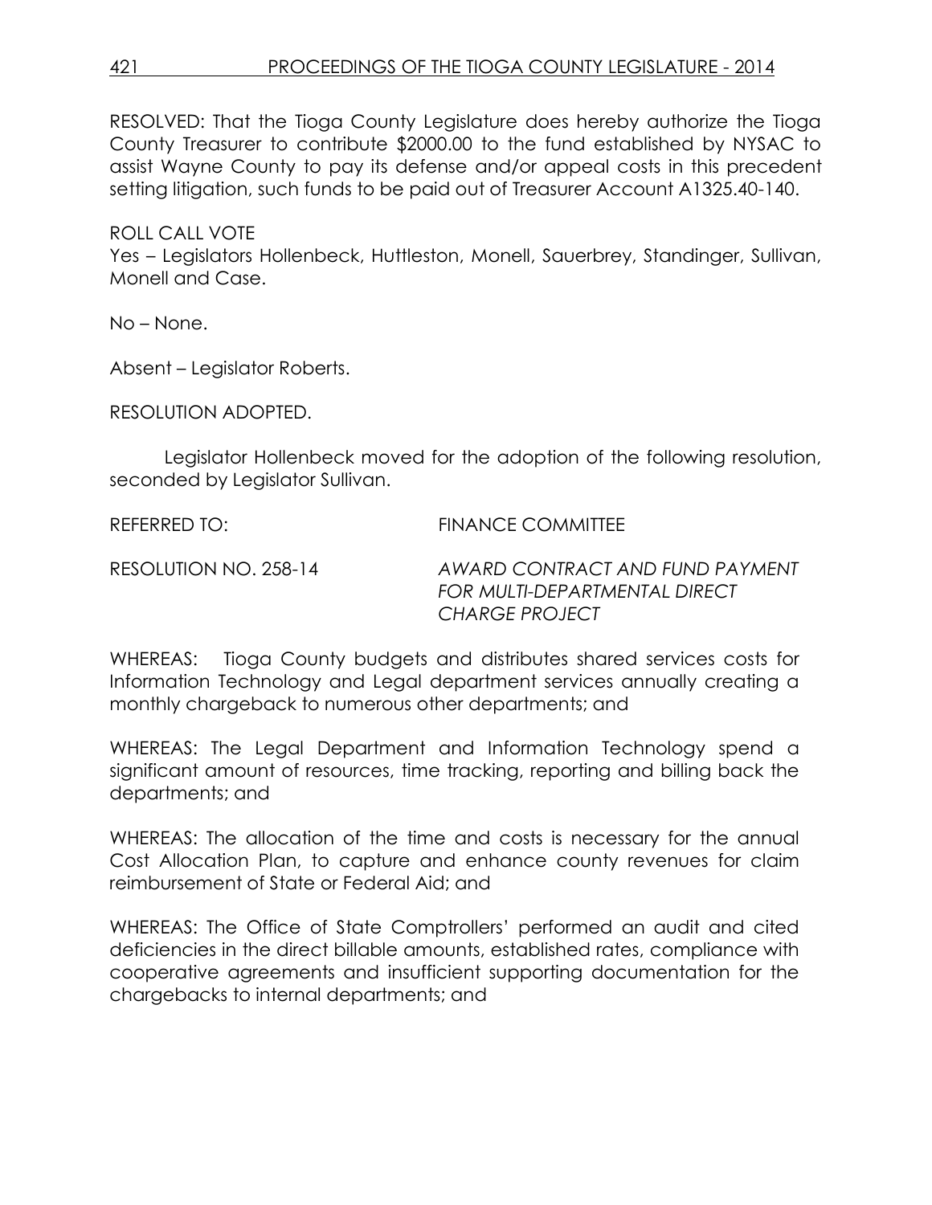RESOLVED: That the Tioga County Legislature does hereby authorize the Tioga County Treasurer to contribute $2000.00 to the fund established by NYSAC to assist Wayne County to pay its defense and/or appeal costs in this precedent setting litigation, such funds to be paid out of Treasurer Account A1325.40-140.

ROLL CALL VOTE
Yes – Legislators Hollenbeck, Huttleston, Monell, Sauerbrey, Standinger, Sullivan, Monell and Case.

No – None.

Absent – Legislator Roberts.

RESOLUTION ADOPTED.

Legislator Hollenbeck moved for the adoption of the following resolution, seconded by Legislator Sullivan.

REFERRED TO: FINANCE COMMITTEE

RESOLUTION NO. 258-14 *AWARD CONTRACT AND FUND PAYMENT FOR MULTI-DEPARTMENTAL DIRECT CHARGE PROJECT*

WHEREAS: Tioga County budgets and distributes shared services costs for Information Technology and Legal department services annually creating a monthly chargeback to numerous other departments; and

WHEREAS: The Legal Department and Information Technology spend a significant amount of resources, time tracking, reporting and billing back the departments; and

WHEREAS: The allocation of the time and costs is necessary for the annual Cost Allocation Plan, to capture and enhance county revenues for claim reimbursement of State or Federal Aid; and

WHEREAS: The Office of State Comptrollers' performed an audit and cited deficiencies in the direct billable amounts, established rates, compliance with cooperative agreements and insufficient supporting documentation for the chargebacks to internal departments; and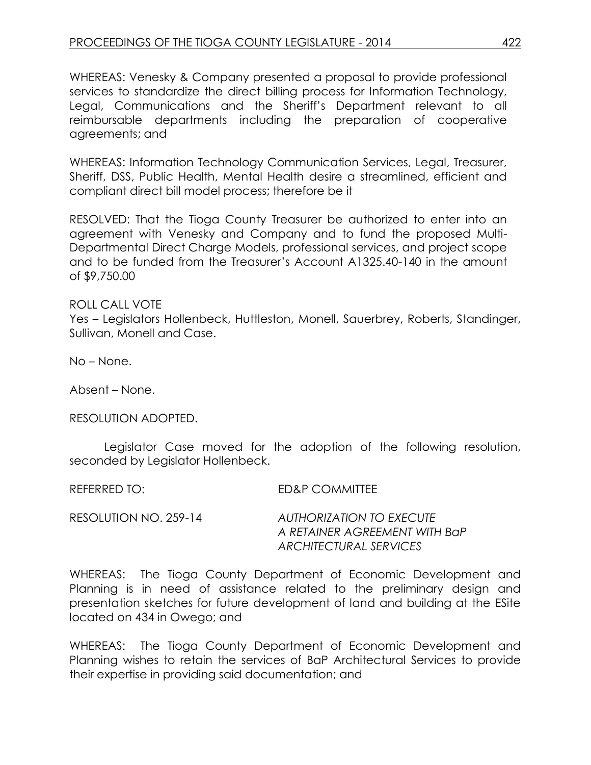WHEREAS: Venesky & Company presented a proposal to provide professional services to standardize the direct billing process for Information Technology, Legal, Communications and the Sheriff's Department relevant to all reimbursable departments including the preparation of cooperative agreements; and

WHEREAS: Information Technology Communication Services, Legal, Treasurer, Sheriff, DSS, Public Health, Mental Health desire a streamlined, efficient and compliant direct bill model process; therefore be it

RESOLVED: That the Tioga County Treasurer be authorized to enter into an agreement with Venesky and Company and to fund the proposed Multi-Departmental Direct Charge Models, professional services, and project scope and to be funded from the Treasurer's Account A1325.40-140 in the amount of $9,750.00

ROLL CALL VOTE
Yes – Legislators Hollenbeck, Huttleston, Monell, Sauerbrey, Roberts, Standinger, Sullivan, Monell and Case.

No – None.

Absent – None.

RESOLUTION ADOPTED.

Legislator Case moved for the adoption of the following resolution, seconded by Legislator Hollenbeck.

REFERRED TO: ED&P COMMITTEE

RESOLUTION NO. 259-14 *AUTHORIZATION TO EXECUTE A RETAINER AGREEMENT WITH BaP ARCHITECTURAL SERVICES*

WHEREAS: The Tioga County Department of Economic Development and Planning is in need of assistance related to the preliminary design and presentation sketches for future development of land and building at the ESite located on 434 in Owego; and

WHEREAS: The Tioga County Department of Economic Development and Planning wishes to retain the services of BaP Architectural Services to provide their expertise in providing said documentation; and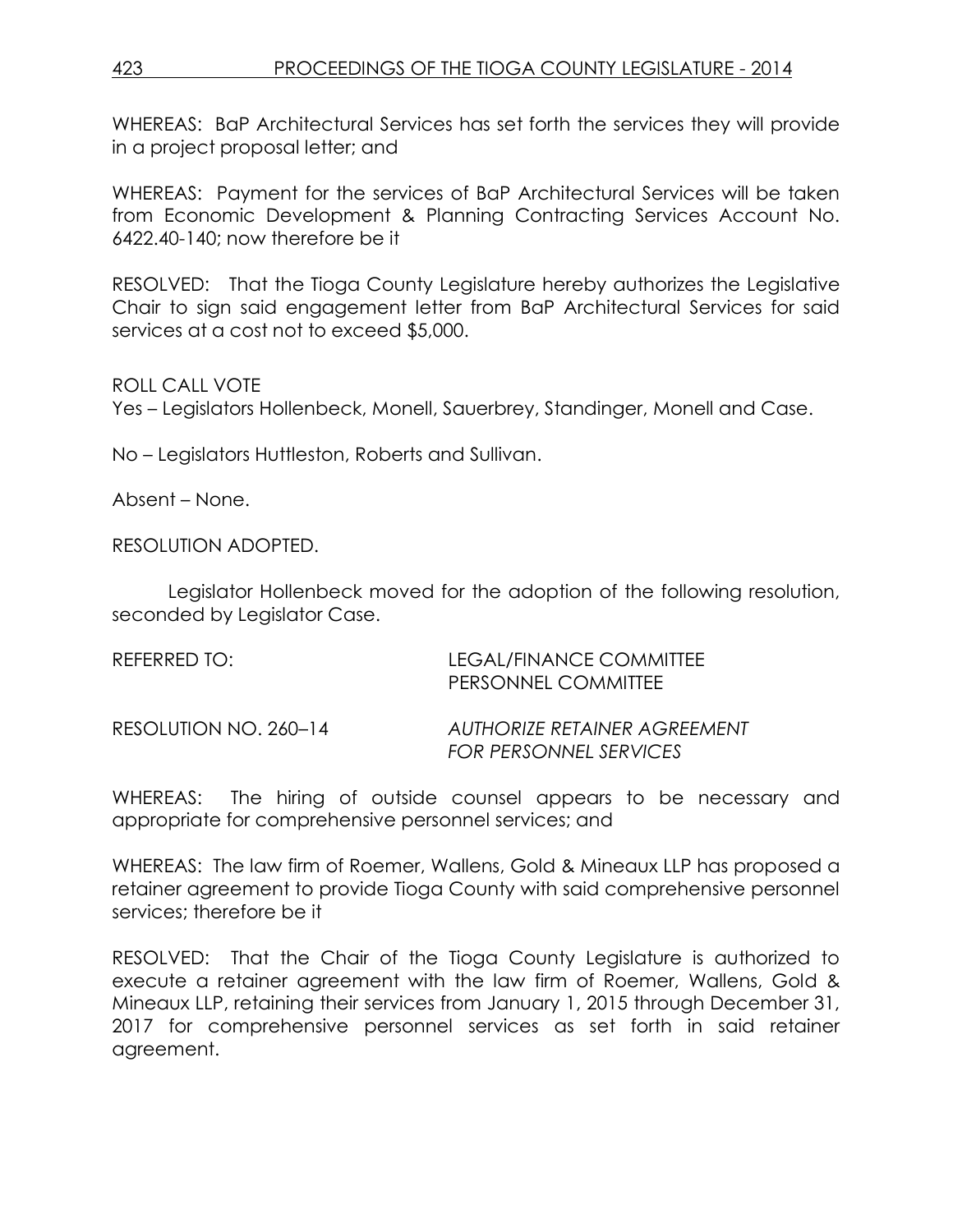WHEREAS: BaP Architectural Services has set forth the services they will provide in a project proposal letter; and

WHEREAS: Payment for the services of BaP Architectural Services will be taken from Economic Development & Planning Contracting Services Account No. 6422.40-140; now therefore be it

RESOLVED: That the Tioga County Legislature hereby authorizes the Legislative Chair to sign said engagement letter from BaP Architectural Services for said services at a cost not to exceed $5,000.

ROLL CALL VOTE
Yes – Legislators Hollenbeck, Monell, Sauerbrey, Standinger, Monell and Case.

No – Legislators Huttleston, Roberts and Sullivan.

Absent – None.

RESOLUTION ADOPTED.

Legislator Hollenbeck moved for the adoption of the following resolution, seconded by Legislator Case.

REFERRED TO: LEGAL/FINANCE COMMITTEE
PERSONNEL COMMITTEE

RESOLUTION NO. 260–14 *AUTHORIZE RETAINER AGREEMENT FOR PERSONNEL SERVICES*

WHEREAS: The hiring of outside counsel appears to be necessary and appropriate for comprehensive personnel services; and

WHEREAS: The law firm of Roemer, Wallens, Gold & Mineaux LLP has proposed a retainer agreement to provide Tioga County with said comprehensive personnel services; therefore be it

RESOLVED: That the Chair of the Tioga County Legislature is authorized to execute a retainer agreement with the law firm of Roemer, Wallens, Gold & Mineaux LLP, retaining their services from January 1, 2015 through December 31, 2017 for comprehensive personnel services as set forth in said retainer agreement.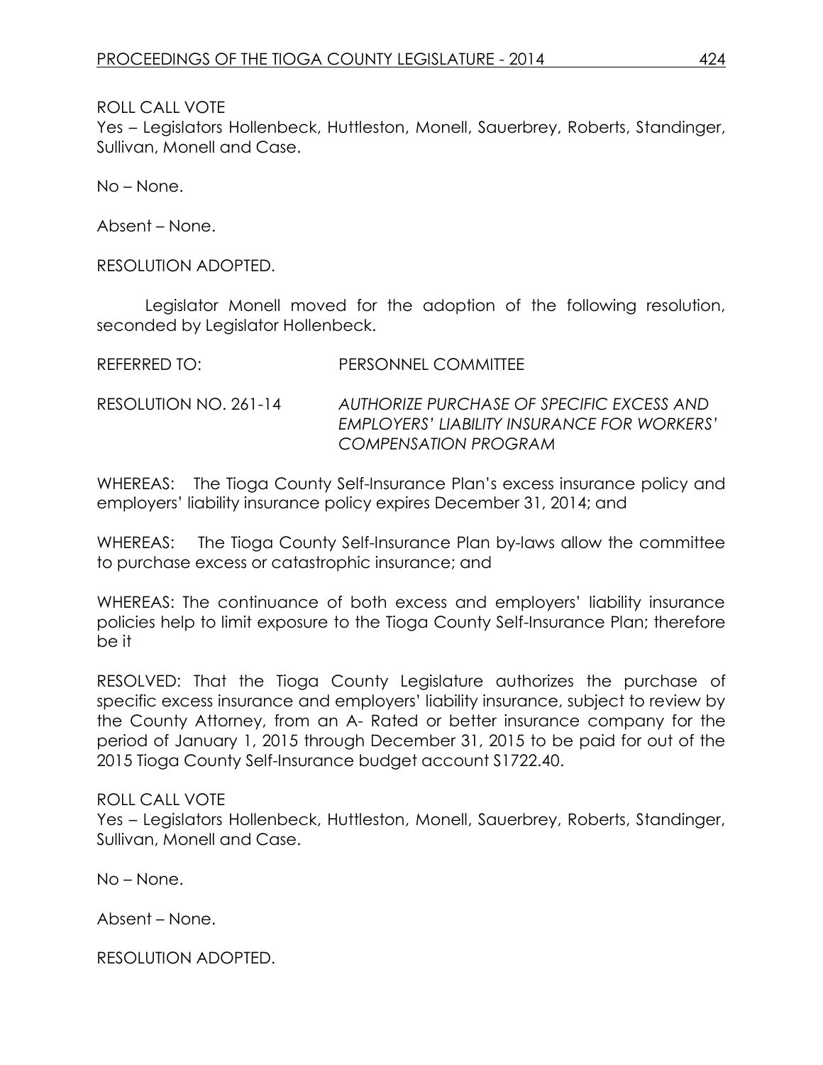ROLL CALL VOTE
Yes – Legislators Hollenbeck, Huttleston, Monell, Sauerbrey, Roberts, Standinger, Sullivan, Monell and Case.

No – None.

Absent – None.

RESOLUTION ADOPTED.

Legislator Monell moved for the adoption of the following resolution, seconded by Legislator Hollenbeck.

REFERRED TO: PERSONNEL COMMITTEE

RESOLUTION NO. 261-14 *AUTHORIZE PURCHASE OF SPECIFIC EXCESS AND EMPLOYERS' LIABILITY INSURANCE FOR WORKERS' COMPENSATION PROGRAM*

WHEREAS: The Tioga County Self-Insurance Plan's excess insurance policy and employers' liability insurance policy expires December 31, 2014; and

WHEREAS: The Tioga County Self-Insurance Plan by-laws allow the committee to purchase excess or catastrophic insurance; and

WHEREAS: The continuance of both excess and employers' liability insurance policies help to limit exposure to the Tioga County Self-Insurance Plan; therefore be it

RESOLVED: That the Tioga County Legislature authorizes the purchase of specific excess insurance and employers' liability insurance, subject to review by the County Attorney, from an A- Rated or better insurance company for the period of January 1, 2015 through December 31, 2015 to be paid for out of the 2015 Tioga County Self-Insurance budget account S1722.40.

ROLL CALL VOTE
Yes – Legislators Hollenbeck, Huttleston, Monell, Sauerbrey, Roberts, Standinger, Sullivan, Monell and Case.

No – None.

Absent – None.

RESOLUTION ADOPTED.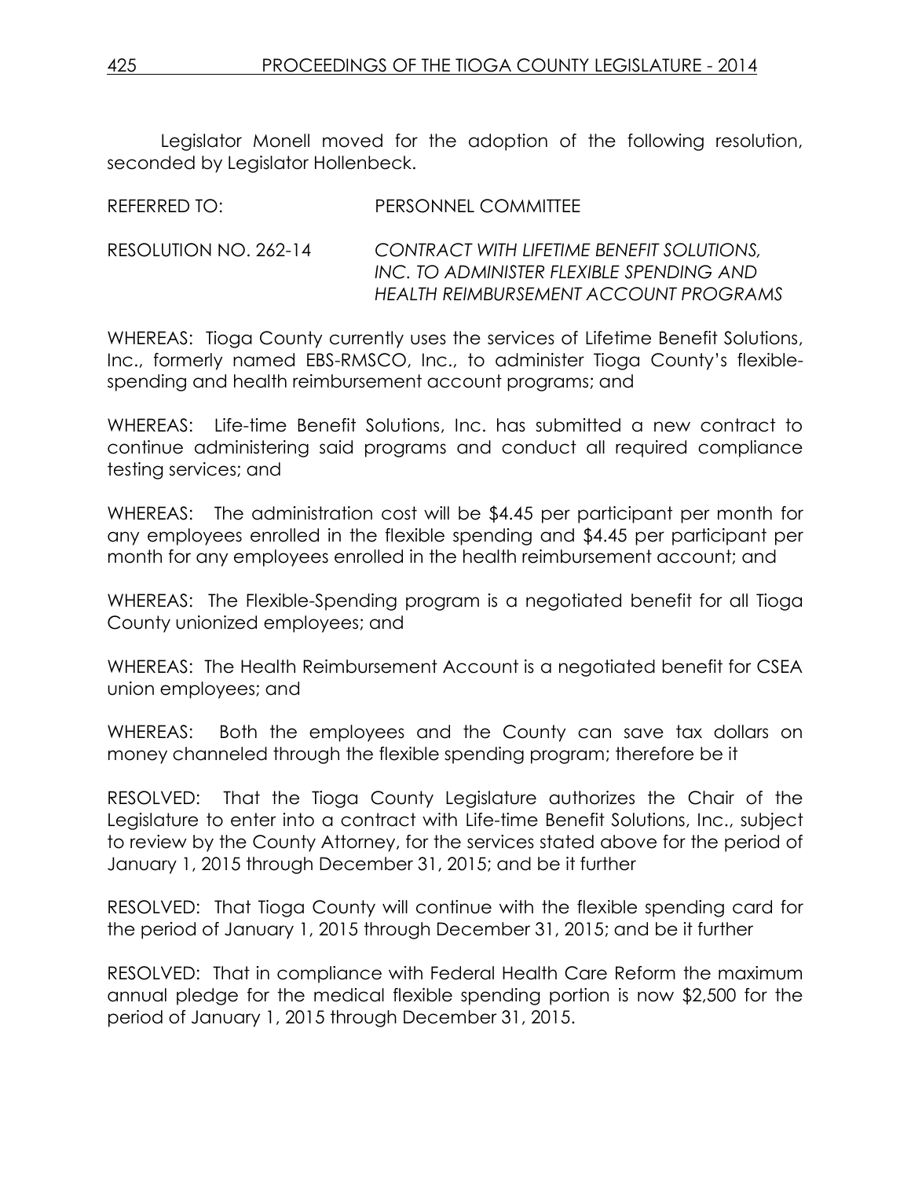Legislator Monell moved for the adoption of the following resolution, seconded by Legislator Hollenbeck.

REFERRED TO: PERSONNEL COMMITTEE

RESOLUTION NO. 262-14 *CONTRACT WITH LIFETIME BENEFIT SOLUTIONS, INC. TO ADMINISTER FLEXIBLE SPENDING AND HEALTH REIMBURSEMENT ACCOUNT PROGRAMS*

WHEREAS: Tioga County currently uses the services of Lifetime Benefit Solutions, Inc., formerly named EBS-RMSCO, Inc., to administer Tioga County's flexible-spending and health reimbursement account programs; and

WHEREAS: Life-time Benefit Solutions, Inc. has submitted a new contract to continue administering said programs and conduct all required compliance testing services; and

WHEREAS: The administration cost will be $4.45 per participant per month for any employees enrolled in the flexible spending and $4.45 per participant per month for any employees enrolled in the health reimbursement account; and

WHEREAS: The Flexible-Spending program is a negotiated benefit for all Tioga County unionized employees; and

WHEREAS: The Health Reimbursement Account is a negotiated benefit for CSEA union employees; and

WHEREAS: Both the employees and the County can save tax dollars on money channeled through the flexible spending program; therefore be it

RESOLVED: That the Tioga County Legislature authorizes the Chair of the Legislature to enter into a contract with Life-time Benefit Solutions, Inc., subject to review by the County Attorney, for the services stated above for the period of January 1, 2015 through December 31, 2015; and be it further

RESOLVED: That Tioga County will continue with the flexible spending card for the period of January 1, 2015 through December 31, 2015; and be it further

RESOLVED: That in compliance with Federal Health Care Reform the maximum annual pledge for the medical flexible spending portion is now $2,500 for the period of January 1, 2015 through December 31, 2015.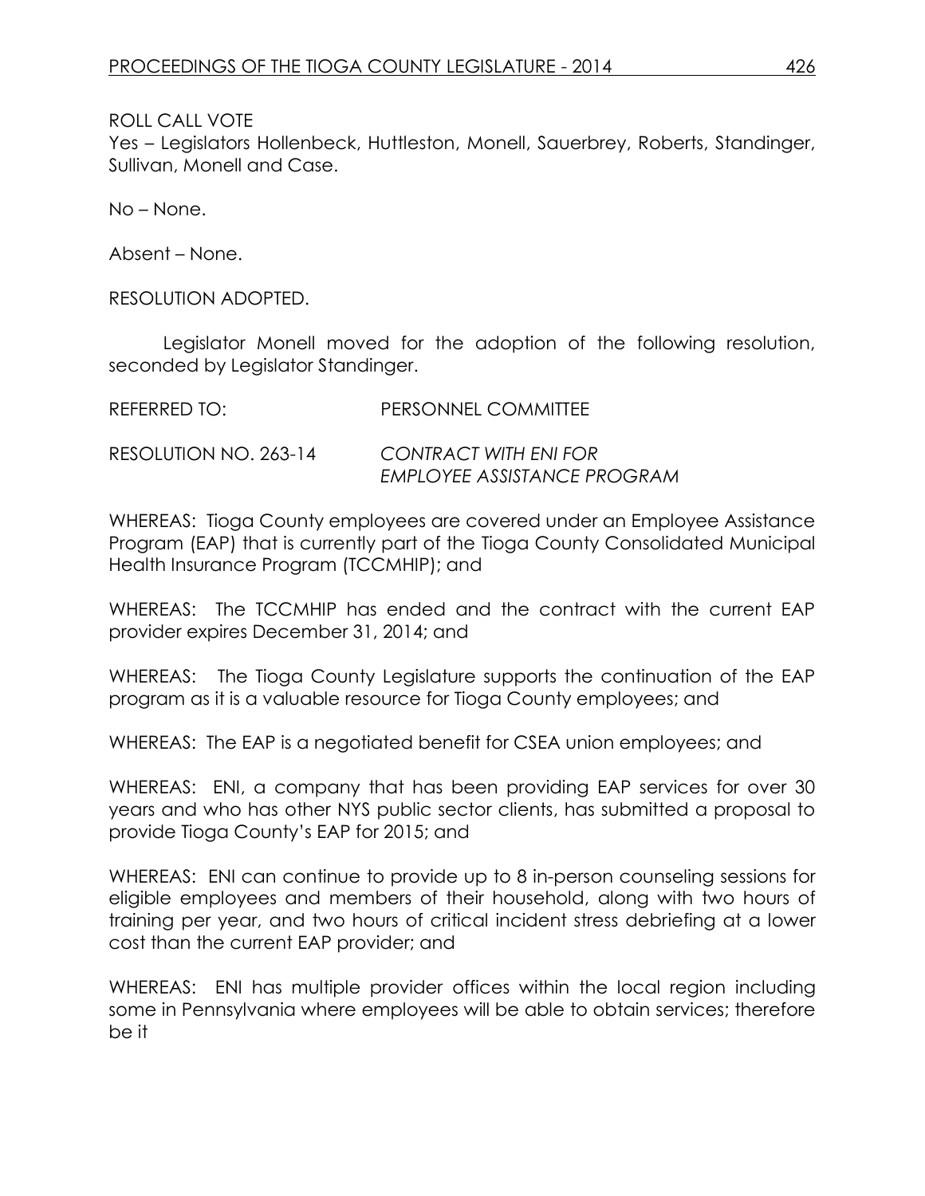ROLL CALL VOTE
Yes – Legislators Hollenbeck, Huttleston, Monell, Sauerbrey, Roberts, Standinger, Sullivan, Monell and Case.

No – None.

Absent – None.

RESOLUTION ADOPTED.

Legislator Monell moved for the adoption of the following resolution, seconded by Legislator Standinger.

REFERRED TO: PERSONNEL COMMITTEE

RESOLUTION NO. 263-14 *CONTRACT WITH ENI FOR EMPLOYEE ASSISTANCE PROGRAM*

WHEREAS: Tioga County employees are covered under an Employee Assistance Program (EAP) that is currently part of the Tioga County Consolidated Municipal Health Insurance Program (TCCMHIP); and

WHEREAS: The TCCMHIP has ended and the contract with the current EAP provider expires December 31, 2014; and

WHEREAS: The Tioga County Legislature supports the continuation of the EAP program as it is a valuable resource for Tioga County employees; and

WHEREAS: The EAP is a negotiated benefit for CSEA union employees; and

WHEREAS: ENI, a company that has been providing EAP services for over 30 years and who has other NYS public sector clients, has submitted a proposal to provide Tioga County's EAP for 2015; and

WHEREAS: ENI can continue to provide up to 8 in-person counseling sessions for eligible employees and members of their household, along with two hours of training per year, and two hours of critical incident stress debriefing at a lower cost than the current EAP provider; and

WHEREAS: ENI has multiple provider offices within the local region including some in Pennsylvania where employees will be able to obtain services; therefore be it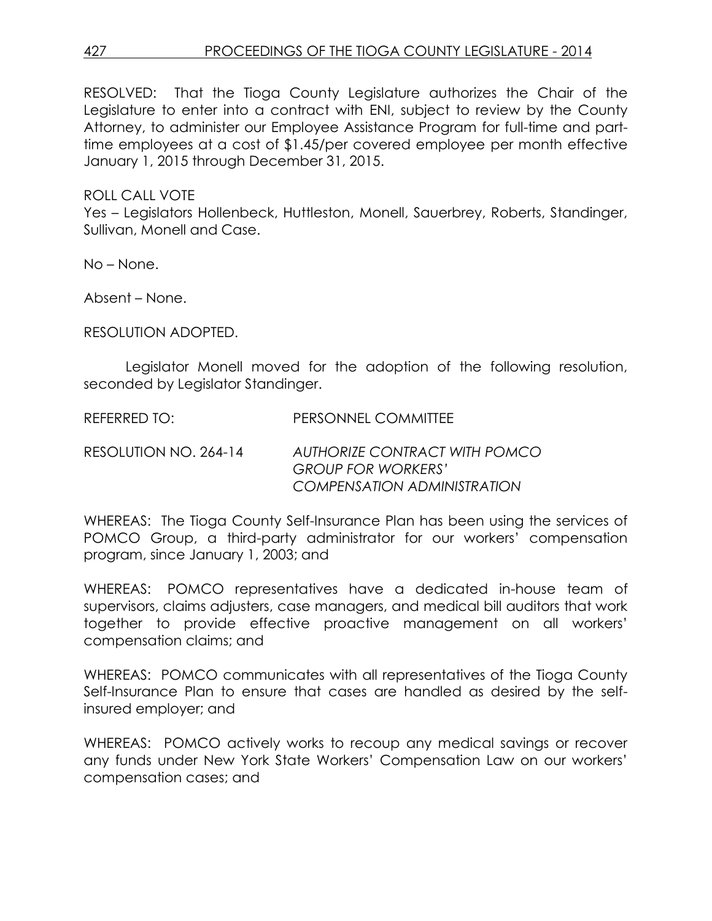RESOLVED: That the Tioga County Legislature authorizes the Chair of the Legislature to enter into a contract with ENI, subject to review by the County Attorney, to administer our Employee Assistance Program for full-time and part-time employees at a cost of $1.45/per covered employee per month effective January 1, 2015 through December 31, 2015.

ROLL CALL VOTE
Yes – Legislators Hollenbeck, Huttleston, Monell, Sauerbrey, Roberts, Standinger, Sullivan, Monell and Case.

No – None.

Absent – None.

RESOLUTION ADOPTED.

Legislator Monell moved for the adoption of the following resolution, seconded by Legislator Standinger.

REFERRED TO: PERSONNEL COMMITTEE

RESOLUTION NO. 264-14 *AUTHORIZE CONTRACT WITH POMCO GROUP FOR WORKERS' COMPENSATION ADMINISTRATION*

WHEREAS: The Tioga County Self-Insurance Plan has been using the services of POMCO Group, a third-party administrator for our workers' compensation program, since January 1, 2003; and

WHEREAS: POMCO representatives have a dedicated in-house team of supervisors, claims adjusters, case managers, and medical bill auditors that work together to provide effective proactive management on all workers' compensation claims; and

WHEREAS: POMCO communicates with all representatives of the Tioga County Self-Insurance Plan to ensure that cases are handled as desired by the self-insured employer; and

WHEREAS: POMCO actively works to recoup any medical savings or recover any funds under New York State Workers' Compensation Law on our workers' compensation cases; and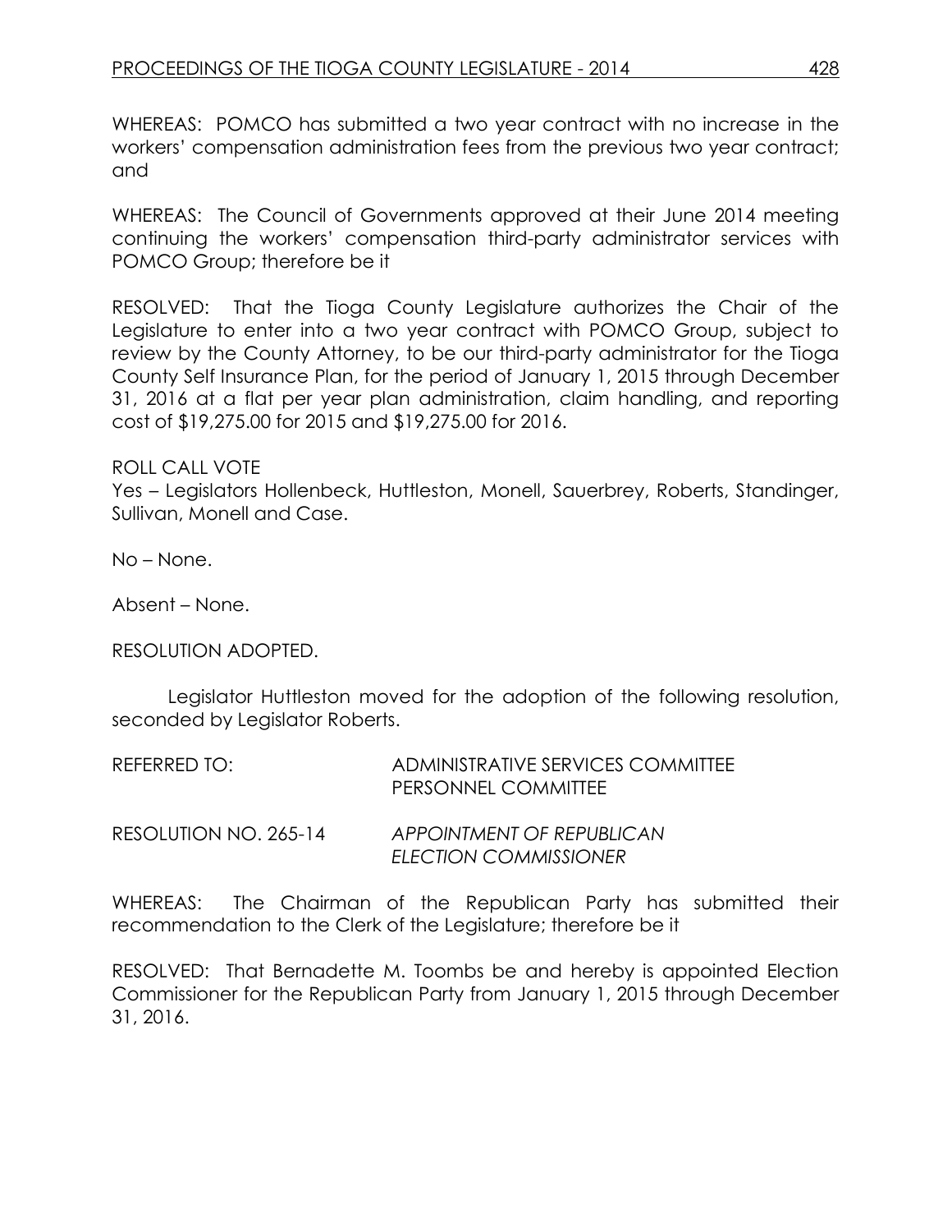WHEREAS: POMCO has submitted a two year contract with no increase in the workers' compensation administration fees from the previous two year contract; and

WHEREAS: The Council of Governments approved at their June 2014 meeting continuing the workers' compensation third-party administrator services with POMCO Group; therefore be it

RESOLVED: That the Tioga County Legislature authorizes the Chair of the Legislature to enter into a two year contract with POMCO Group, subject to review by the County Attorney, to be our third-party administrator for the Tioga County Self Insurance Plan, for the period of January 1, 2015 through December 31, 2016 at a flat per year plan administration, claim handling, and reporting cost of $19,275.00 for 2015 and $19,275.00 for 2016.

ROLL CALL VOTE
Yes – Legislators Hollenbeck, Huttleston, Monell, Sauerbrey, Roberts, Standinger, Sullivan, Monell and Case.

No – None.

Absent – None.

RESOLUTION ADOPTED.

Legislator Huttleston moved for the adoption of the following resolution, seconded by Legislator Roberts.

REFERRED TO: ADMINISTRATIVE SERVICES COMMITTEE
PERSONNEL COMMITTEE

RESOLUTION NO. 265-14 *APPOINTMENT OF REPUBLICAN ELECTION COMMISSIONER*

WHEREAS: The Chairman of the Republican Party has submitted their recommendation to the Clerk of the Legislature; therefore be it

RESOLVED: That Bernadette M. Toombs be and hereby is appointed Election Commissioner for the Republican Party from January 1, 2015 through December 31, 2016.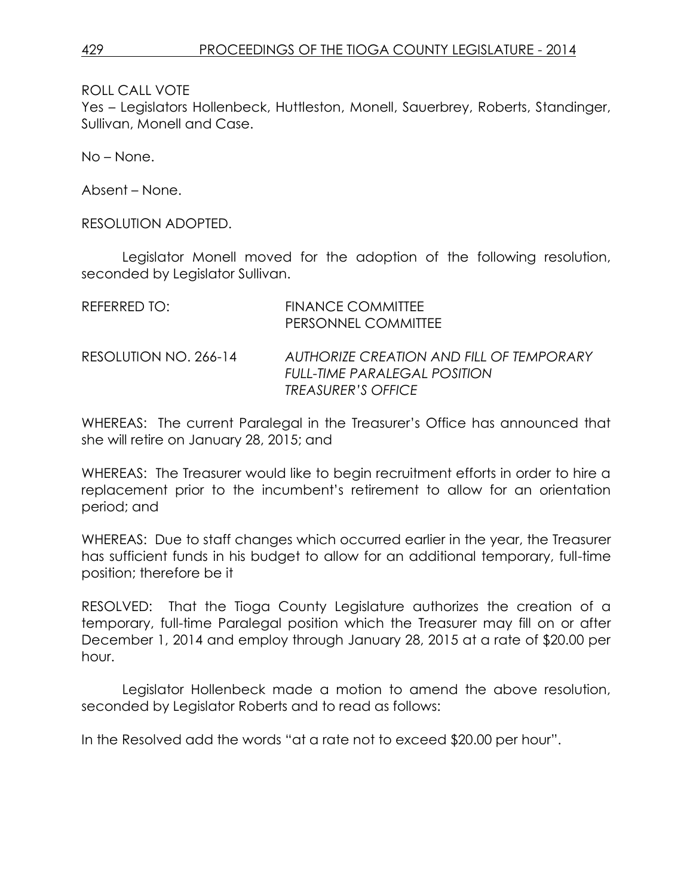ROLL CALL VOTE

Yes – Legislators Hollenbeck, Huttleston, Monell, Sauerbrey, Roberts, Standinger, Sullivan, Monell and Case.

No – None.

Absent – None.

RESOLUTION ADOPTED.

Legislator Monell moved for the adoption of the following resolution, seconded by Legislator Sullivan.

REFERRED TO: FINANCE COMMITTEE
PERSONNEL COMMITTEE

RESOLUTION NO. 266-14 *AUTHORIZE CREATION AND FILL OF TEMPORARY FULL-TIME PARALEGAL POSITION TREASURER'S OFFICE*

WHEREAS: The current Paralegal in the Treasurer's Office has announced that she will retire on January 28, 2015; and

WHEREAS: The Treasurer would like to begin recruitment efforts in order to hire a replacement prior to the incumbent's retirement to allow for an orientation period; and

WHEREAS: Due to staff changes which occurred earlier in the year, the Treasurer has sufficient funds in his budget to allow for an additional temporary, full-time position; therefore be it

RESOLVED: That the Tioga County Legislature authorizes the creation of a temporary, full-time Paralegal position which the Treasurer may fill on or after December 1, 2014 and employ through January 28, 2015 at a rate of $20.00 per hour.

Legislator Hollenbeck made a motion to amend the above resolution, seconded by Legislator Roberts and to read as follows:

In the Resolved add the words "at a rate not to exceed $20.00 per hour".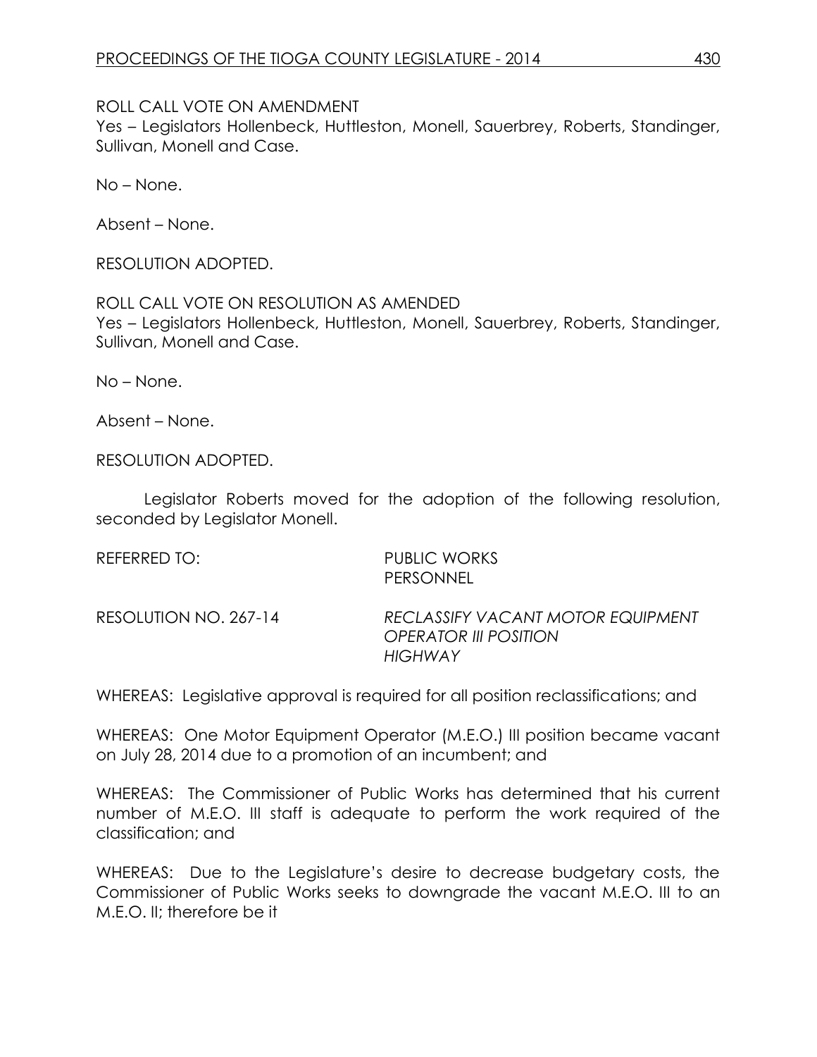ROLL CALL VOTE ON AMENDMENT
Yes – Legislators Hollenbeck, Huttleston, Monell, Sauerbrey, Roberts, Standinger, Sullivan, Monell and Case.

No – None.

Absent – None.

RESOLUTION ADOPTED.

ROLL CALL VOTE ON RESOLUTION AS AMENDED
Yes – Legislators Hollenbeck, Huttleston, Monell, Sauerbrey, Roberts, Standinger, Sullivan, Monell and Case.

No – None.

Absent – None.

RESOLUTION ADOPTED.

Legislator Roberts moved for the adoption of the following resolution, seconded by Legislator Monell.

REFERRED TO: PUBLIC WORKS
PERSONNEL

RESOLUTION NO. 267-14 *RECLASSIFY VACANT MOTOR EQUIPMENT OPERATOR III POSITION HIGHWAY*

WHEREAS: Legislative approval is required for all position reclassifications; and

WHEREAS: One Motor Equipment Operator (M.E.O.) III position became vacant on July 28, 2014 due to a promotion of an incumbent; and

WHEREAS: The Commissioner of Public Works has determined that his current number of M.E.O. III staff is adequate to perform the work required of the classification; and

WHEREAS: Due to the Legislature's desire to decrease budgetary costs, the Commissioner of Public Works seeks to downgrade the vacant M.E.O. III to an M.E.O. II; therefore be it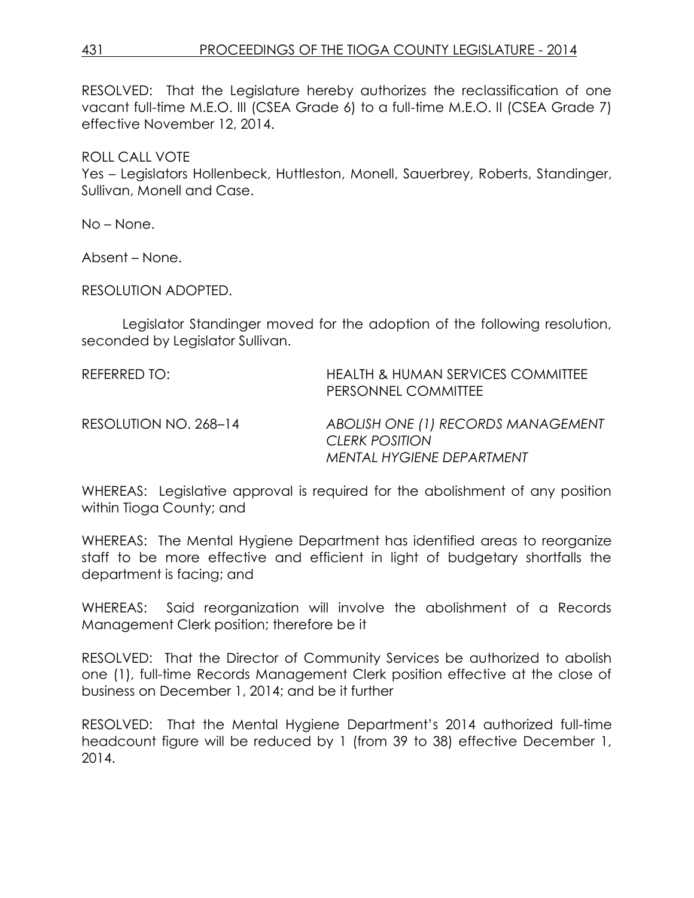RESOLVED: That the Legislature hereby authorizes the reclassification of one vacant full-time M.E.O. III (CSEA Grade 6) to a full-time M.E.O. II (CSEA Grade 7) effective November 12, 2014.

ROLL CALL VOTE

Yes – Legislators Hollenbeck, Huttleston, Monell, Sauerbrey, Roberts, Standinger, Sullivan, Monell and Case.

No – None.

Absent – None.

RESOLUTION ADOPTED.

Legislator Standinger moved for the adoption of the following resolution, seconded by Legislator Sullivan.

REFERRED TO: HEALTH & HUMAN SERVICES COMMITTEE
PERSONNEL COMMITTEE

RESOLUTION NO. 268–14 *ABOLISH ONE (1) RECORDS MANAGEMENT CLERK POSITION*
*MENTAL HYGIENE DEPARTMENT*

WHEREAS: Legislative approval is required for the abolishment of any position within Tioga County; and

WHEREAS: The Mental Hygiene Department has identified areas to reorganize staff to be more effective and efficient in light of budgetary shortfalls the department is facing; and

WHEREAS: Said reorganization will involve the abolishment of a Records Management Clerk position; therefore be it

RESOLVED: That the Director of Community Services be authorized to abolish one (1), full-time Records Management Clerk position effective at the close of business on December 1, 2014; and be it further

RESOLVED: That the Mental Hygiene Department's 2014 authorized full-time headcount figure will be reduced by 1 (from 39 to 38) effective December 1, 2014.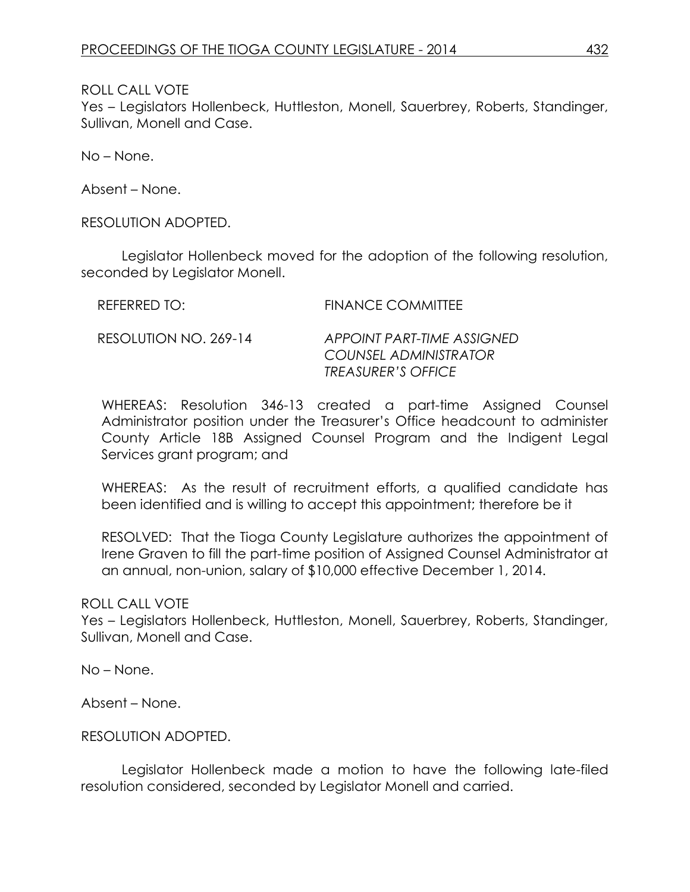ROLL CALL VOTE
Yes – Legislators Hollenbeck, Huttleston, Monell, Sauerbrey, Roberts, Standinger, Sullivan, Monell and Case.

No – None.

Absent – None.

RESOLUTION ADOPTED.

Legislator Hollenbeck moved for the adoption of the following resolution, seconded by Legislator Monell.

REFERRED TO: FINANCE COMMITTEE

RESOLUTION NO. 269-14 *APPOINT PART-TIME ASSIGNED COUNSEL ADMINISTRATOR TREASURER'S OFFICE*

WHEREAS: Resolution 346-13 created a part-time Assigned Counsel Administrator position under the Treasurer's Office headcount to administer County Article 18B Assigned Counsel Program and the Indigent Legal Services grant program; and

WHEREAS: As the result of recruitment efforts, a qualified candidate has been identified and is willing to accept this appointment; therefore be it

RESOLVED: That the Tioga County Legislature authorizes the appointment of Irene Graven to fill the part-time position of Assigned Counsel Administrator at an annual, non-union, salary of $10,000 effective December 1, 2014.

ROLL CALL VOTE
Yes – Legislators Hollenbeck, Huttleston, Monell, Sauerbrey, Roberts, Standinger, Sullivan, Monell and Case.

No – None.

Absent – None.

RESOLUTION ADOPTED.

Legislator Hollenbeck made a motion to have the following late-filed resolution considered, seconded by Legislator Monell and carried.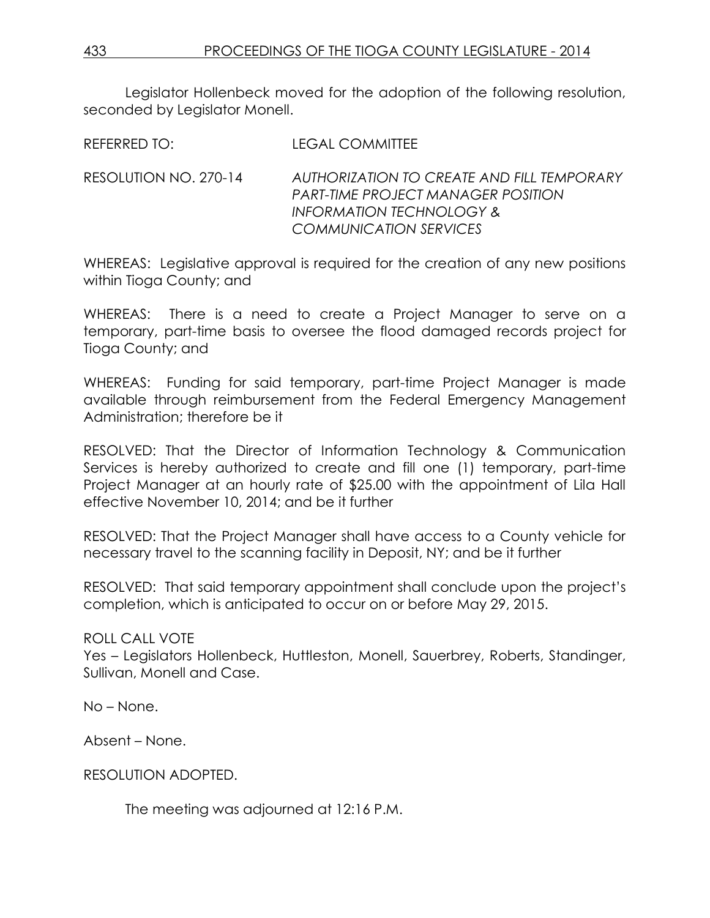Legislator Hollenbeck moved for the adoption of the following resolution, seconded by Legislator Monell.

REFERRED TO: LEGAL COMMITTEE

RESOLUTION NO. 270-14 *AUTHORIZATION TO CREATE AND FILL TEMPORARY PART-TIME PROJECT MANAGER POSITION INFORMATION TECHNOLOGY & COMMUNICATION SERVICES*

WHEREAS: Legislative approval is required for the creation of any new positions within Tioga County; and

WHEREAS: There is a need to create a Project Manager to serve on a temporary, part-time basis to oversee the flood damaged records project for Tioga County; and

WHEREAS: Funding for said temporary, part-time Project Manager is made available through reimbursement from the Federal Emergency Management Administration; therefore be it

RESOLVED: That the Director of Information Technology & Communication Services is hereby authorized to create and fill one (1) temporary, part-time Project Manager at an hourly rate of $25.00 with the appointment of Lila Hall effective November 10, 2014; and be it further

RESOLVED: That the Project Manager shall have access to a County vehicle for necessary travel to the scanning facility in Deposit, NY; and be it further

RESOLVED: That said temporary appointment shall conclude upon the project's completion, which is anticipated to occur on or before May 29, 2015.

ROLL CALL VOTE
Yes – Legislators Hollenbeck, Huttleston, Monell, Sauerbrey, Roberts, Standinger, Sullivan, Monell and Case.

No – None.

Absent – None.

RESOLUTION ADOPTED.

The meeting was adjourned at 12:16 P.M.